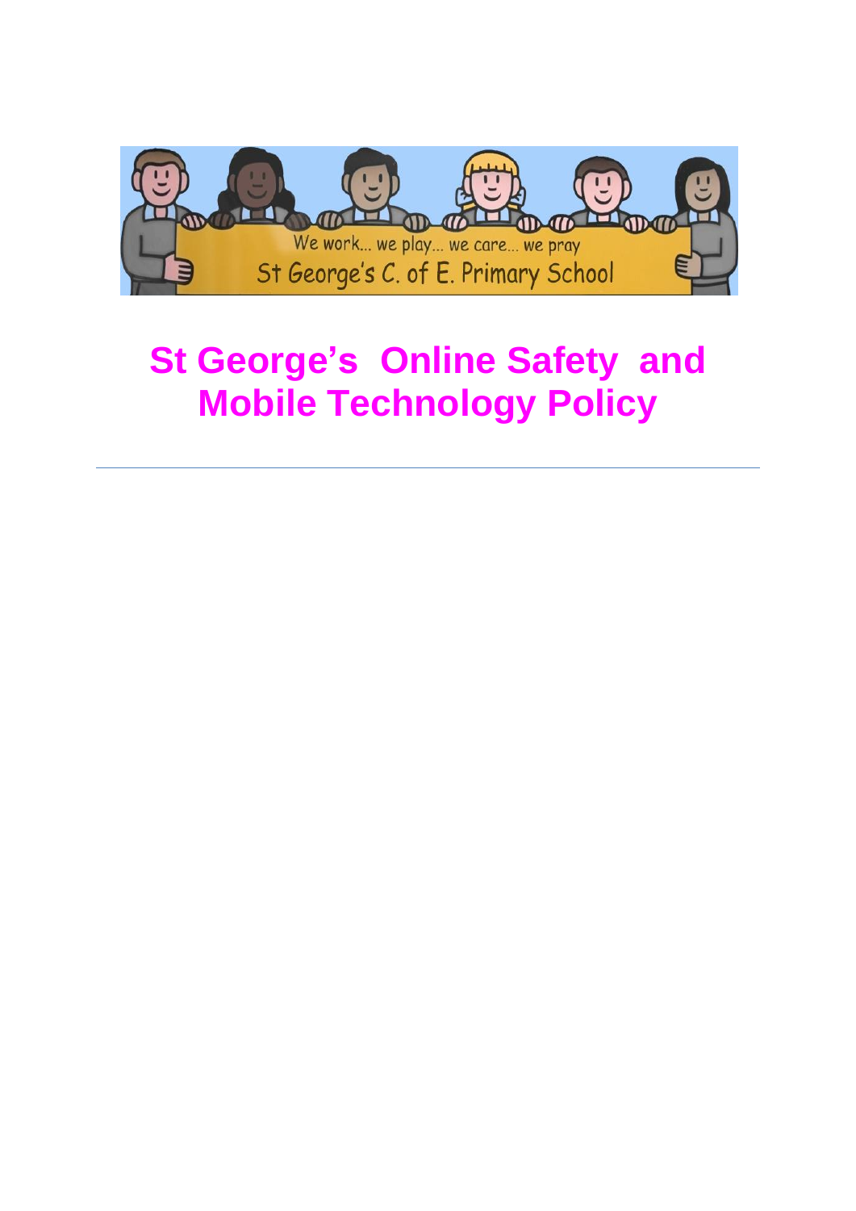We work... we play... we care... we pray

St George's C. of E. Primary School

# St George's Online Safety and Mobile Technology Policy

---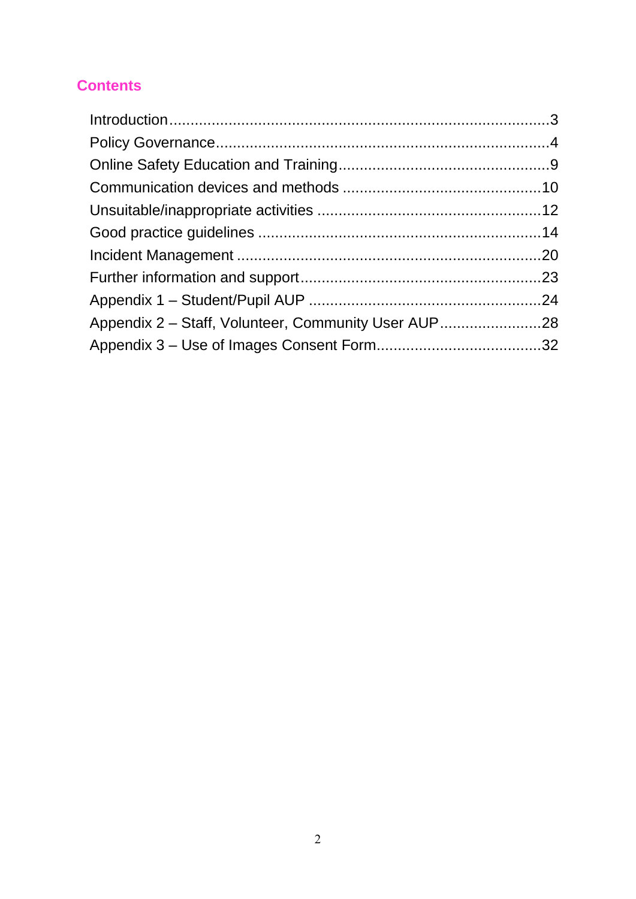## Contents

- Introduction ........................................................................................ 3
- Policy Governance ................................................................................ 4
- Online Safety Education and Training .................................................. 9
- Communication devices and methods ................................................ 10
- Unsuitable/inappropriate activities ..................................................... 12
- Good practice guidelines .................................................................... 14
- Incident Management ......................................................................... 20
- Further information and support ......................................................... 23
- Appendix 1 – Student/Pupil AUP ........................................................ 24
- Appendix 2 – Staff, Volunteer, Community User AUP ........................ 28
- Appendix 3 – Use of Images Consent Form ....................................... 32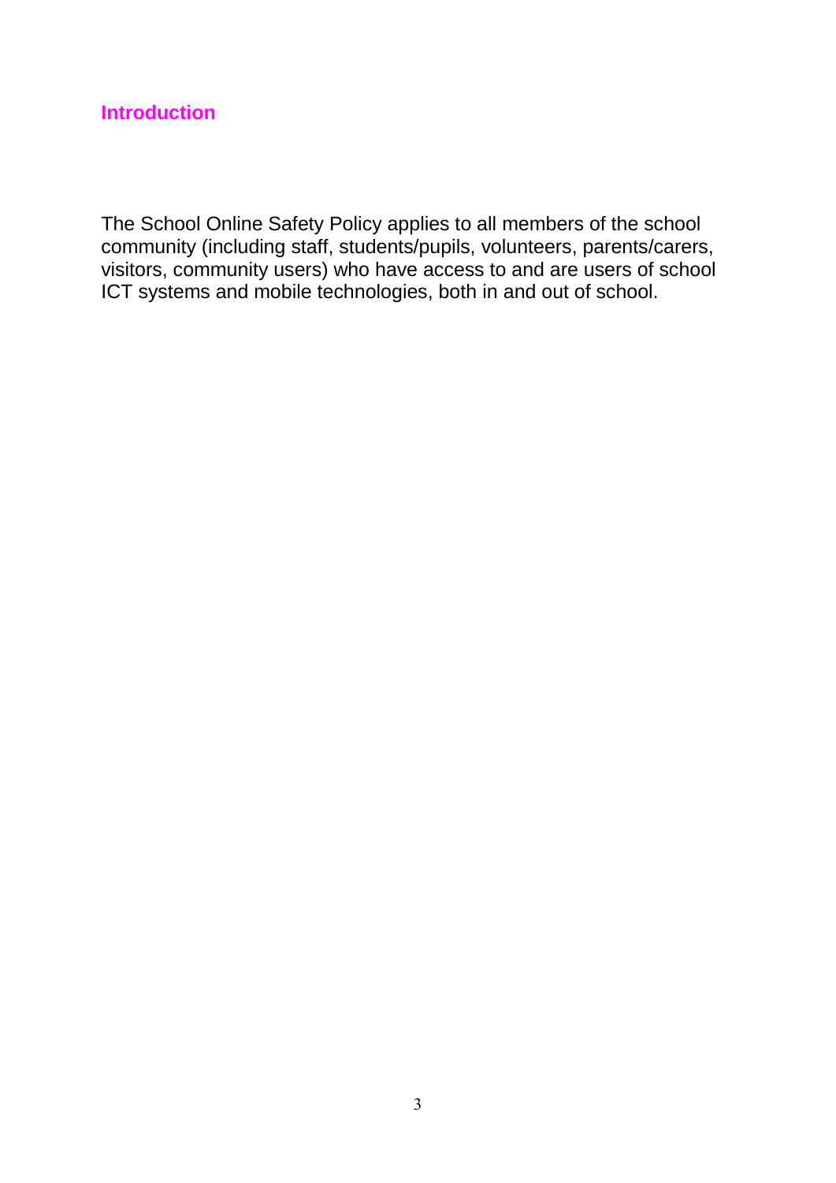## Introduction

The School Online Safety Policy applies to all members of the school community (including staff, students/pupils, volunteers, parents/carers, visitors, community users) who have access to and are users of school ICT systems and mobile technologies, both in and out of school.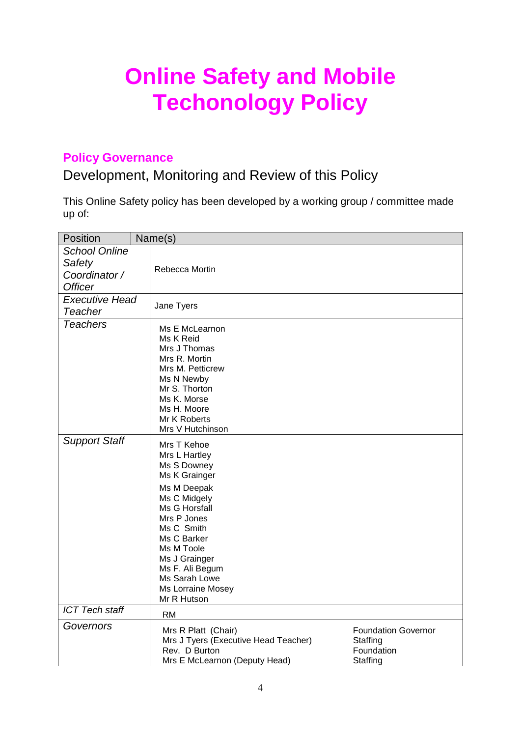# Online Safety and Mobile Techonology Policy

## Policy Governance

### Development, Monitoring and Review of this Policy

This Online Safety policy has been developed by a working group / committee made up of:

| Position | Name(s) | |
|---|---|---|
| *School Online Safety Coordinator / Officer* | Rebecca Mortin | |
| *Executive Head Teacher* | Jane Tyers | |
| *Teachers* | Ms E McLearnon<br>Ms K Reid<br>Mrs J Thomas<br>Mrs R. Mortin<br>Mrs M. Petticrew<br>Ms N Newby<br>Mr S. Thorton<br>Ms K. Morse<br>Ms H. Moore<br>Mr K Roberts<br>Mrs V Hutchinson | |
| *Support Staff* | Mrs T Kehoe<br>Mrs L Hartley<br>Ms S Downey<br>Ms K Grainger<br>Ms M Deepak<br>Ms C Midgely<br>Ms G Horsfall<br>Mrs P Jones<br>Ms C Smith<br>Ms C Barker<br>Ms M Toole<br>Ms J Grainger<br>Ms F. Ali Begum<br>Ms Sarah Lowe<br>Ms Lorraine Mosey<br>Mr R Hutson | |
| *ICT Tech staff* | RM | |
| *Governors* | Mrs R Platt (Chair)<br>Mrs J Tyers (Executive Head Teacher)<br>Rev. D Burton<br>Mrs E McLearnon (Deputy Head) | Foundation Governor<br>Staffing<br>Foundation<br>Staffing |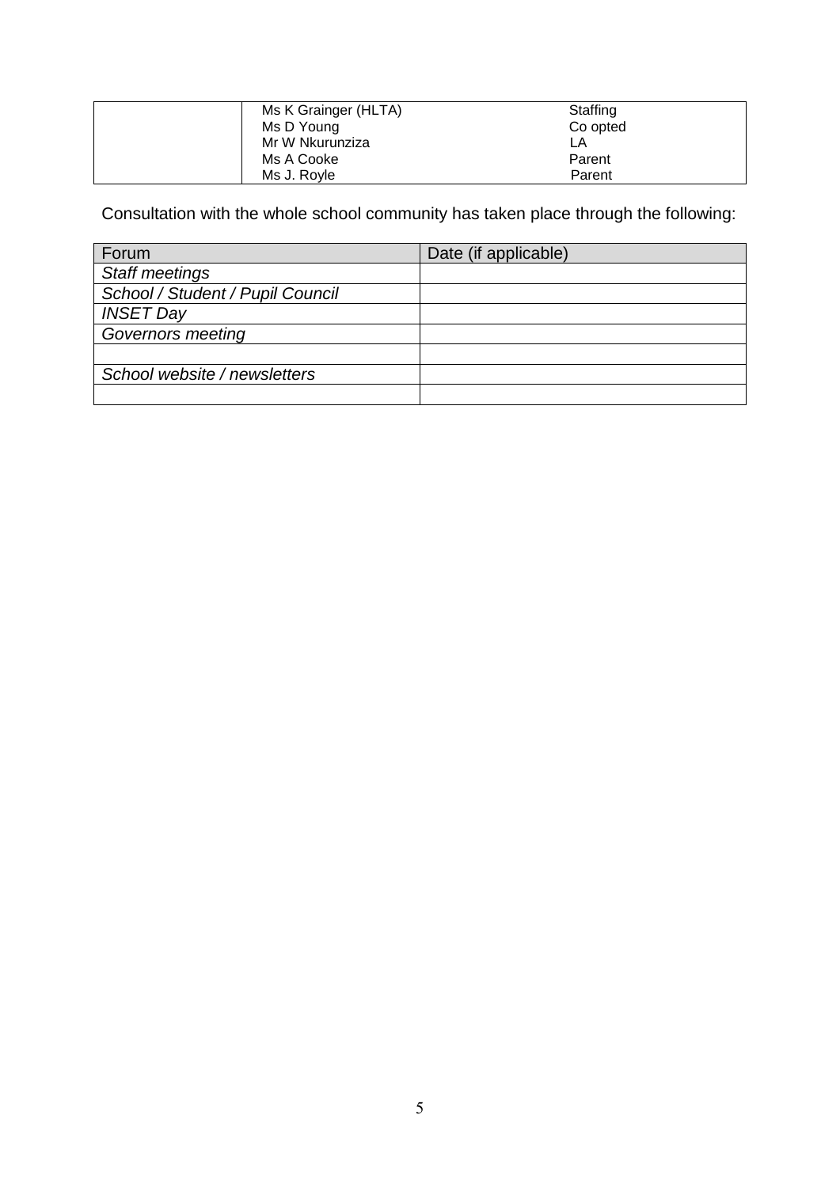| | | |
|---|---|---|
| | Ms K Grainger (HLTA)<br>Ms D Young<br>Mr W Nkurunziza<br>Ms A Cooke<br>Ms J. Royle | Staffing<br>Co opted<br>LA<br>Parent<br>Parent |

Consultation with the whole school community has taken place through the following:

| Forum | Date (if applicable) |
|---|---|
| *Staff meetings* | |
| *School / Student / Pupil Council* | |
| *INSET Day* | |
| *Governors meeting* | |
| | |
| *School website / newsletters* | |
| | |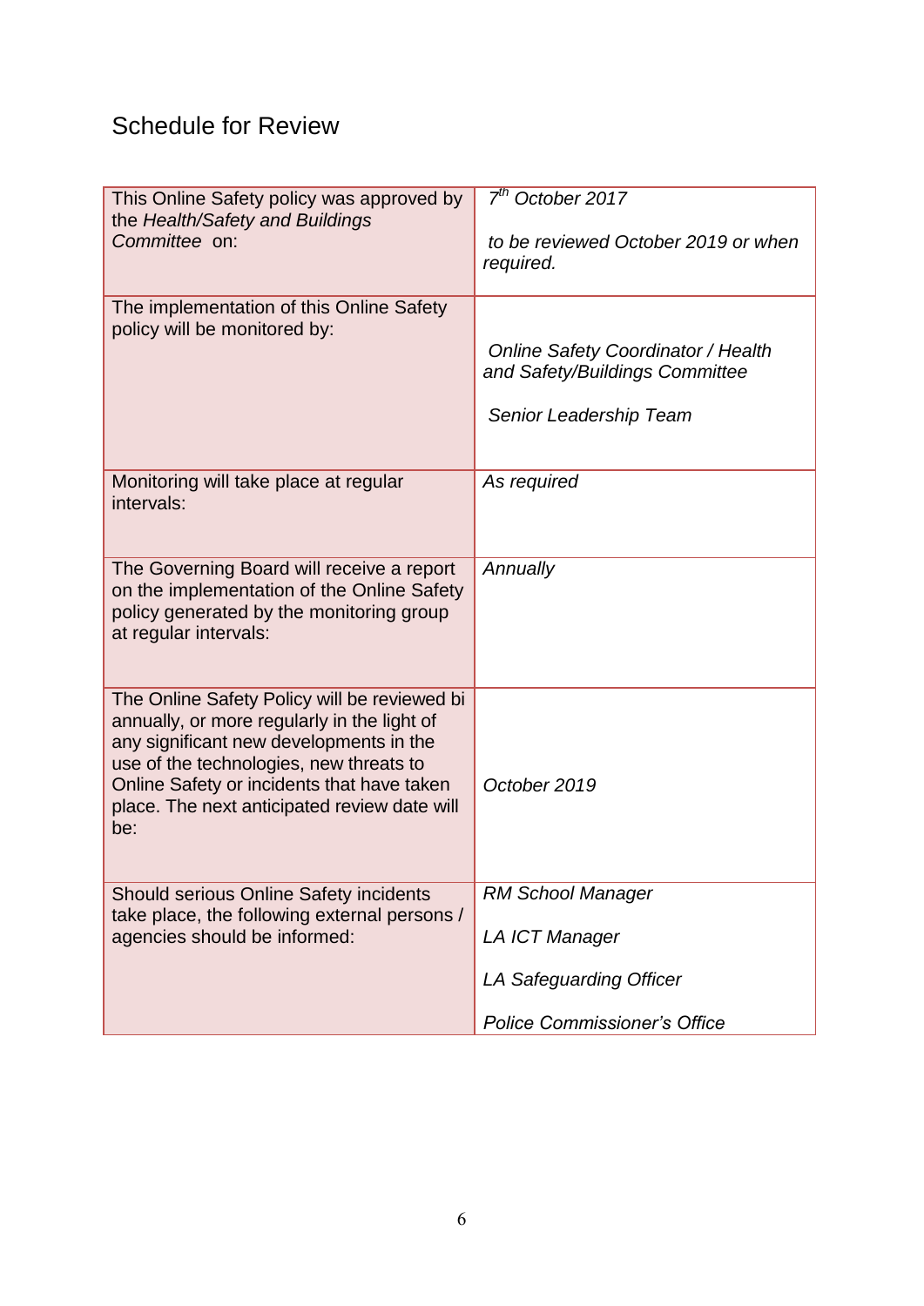## Schedule for Review

| | |
|---|---|
| This Online Safety policy was approved by the *Health/Safety and Buildings Committee* on: | *7th October 2017*<br><br>*to be reviewed October 2019 or when required.* |
| The implementation of this Online Safety policy will be monitored by: | *Online Safety Coordinator / Health and Safety/Buildings Committee*<br><br>*Senior Leadership Team* |
| Monitoring will take place at regular intervals: | *As required* |
| The Governing Board will receive a report on the implementation of the Online Safety policy generated by the monitoring group at regular intervals: | *Annually* |
| The Online Safety Policy will be reviewed bi annually, or more regularly in the light of any significant new developments in the use of the technologies, new threats to Online Safety or incidents that have taken place. The next anticipated review date will be: | *October 2019* |
| Should serious Online Safety incidents take place, the following external persons / agencies should be informed: | *RM School Manager*<br><br>*LA ICT Manager*<br><br>*LA Safeguarding Officer*<br><br>*Police Commissioner's Office* |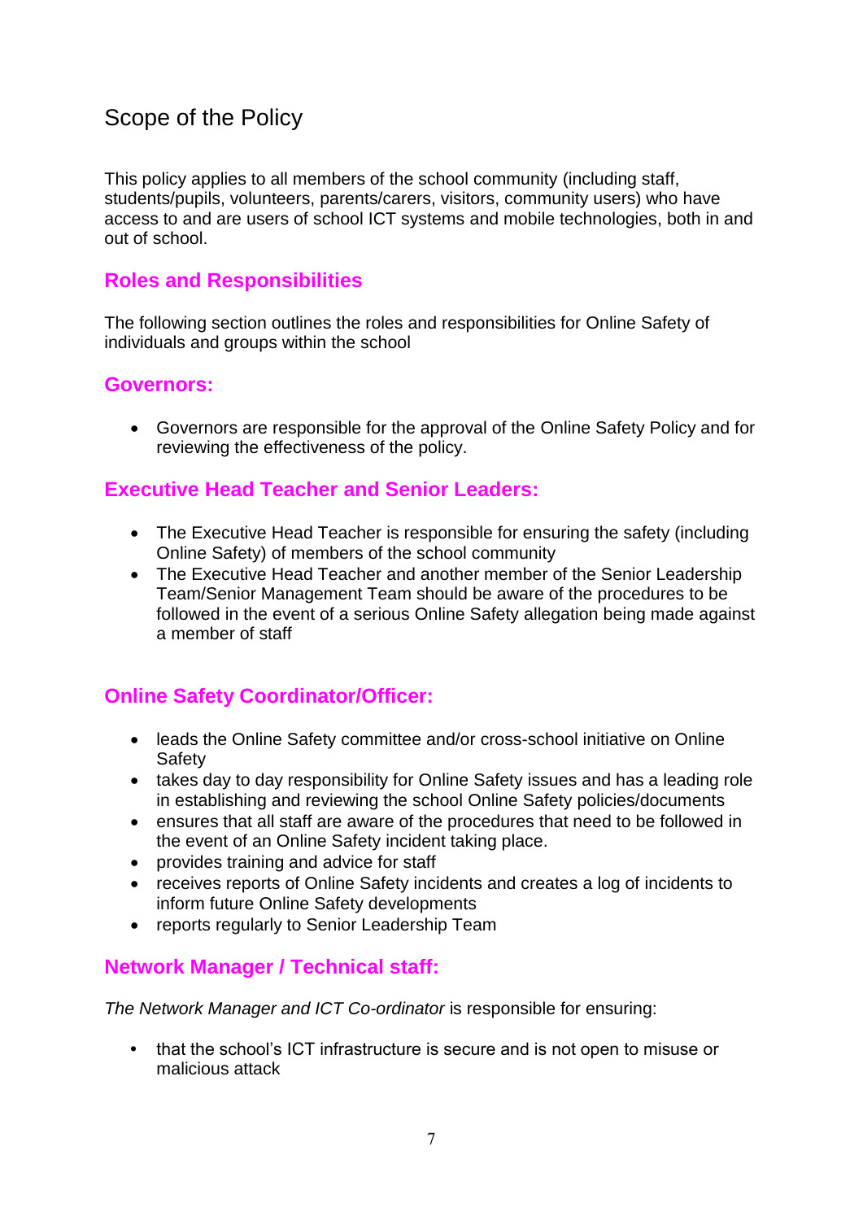## Scope of the Policy

This policy applies to all members of the school community (including staff, students/pupils, volunteers, parents/carers, visitors, community users) who have access to and are users of school ICT systems and mobile technologies, both in and out of school.

### Roles and Responsibilities

The following section outlines the roles and responsibilities for Online Safety of individuals and groups within the school

### Governors:

- Governors are responsible for the approval of the Online Safety Policy and for reviewing the effectiveness of the policy.

### Executive Head Teacher and Senior Leaders:

- The Executive Head Teacher is responsible for ensuring the safety (including Online Safety) of members of the school community
- The Executive Head Teacher and another member of the Senior Leadership Team/Senior Management Team should be aware of the procedures to be followed in the event of a serious Online Safety allegation being made against a member of staff

### Online Safety Coordinator/Officer:

- leads the Online Safety committee and/or cross-school initiative on Online Safety
- takes day to day responsibility for Online Safety issues and has a leading role in establishing and reviewing the school Online Safety policies/documents
- ensures that all staff are aware of the procedures that need to be followed in the event of an Online Safety incident taking place.
- provides training and advice for staff
- receives reports of Online Safety incidents and creates a log of incidents to inform future Online Safety developments
- reports regularly to Senior Leadership Team

### Network Manager / Technical staff:

*The Network Manager and ICT Co-ordinator* is responsible for ensuring:

- that the school's ICT infrastructure is secure and is not open to misuse or malicious attack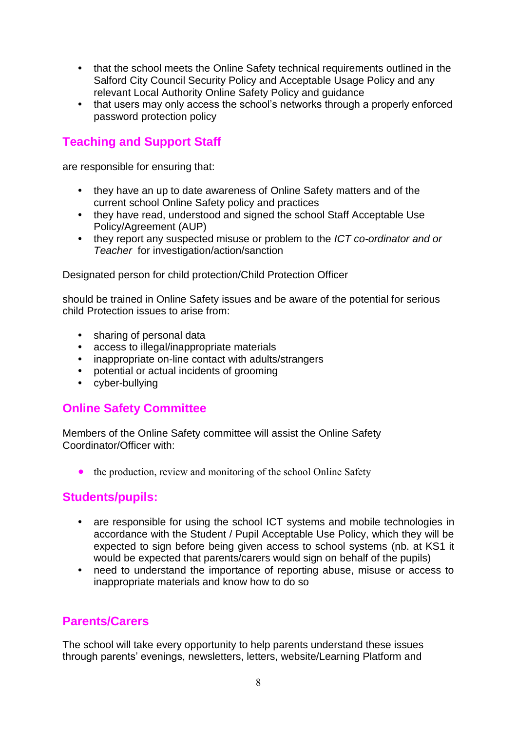- that the school meets the Online Safety technical requirements outlined in the Salford City Council Security Policy and Acceptable Usage Policy and any relevant Local Authority Online Safety Policy and guidance
- that users may only access the school's networks through a properly enforced password protection policy

## Teaching and Support Staff

are responsible for ensuring that:

- they have an up to date awareness of Online Safety matters and of the current school Online Safety policy and practices
- they have read, understood and signed the school Staff Acceptable Use Policy/Agreement (AUP)
- they report any suspected misuse or problem to the *ICT co-ordinator and or Teacher* for investigation/action/sanction

Designated person for child protection/Child Protection Officer

should be trained in Online Safety issues and be aware of the potential for serious child Protection issues to arise from:

- sharing of personal data
- access to illegal/inappropriate materials
- inappropriate on-line contact with adults/strangers
- potential or actual incidents of grooming
- cyber-bullying

## Online Safety Committee

Members of the Online Safety committee will assist the Online Safety Coordinator/Officer with:

- the production, review and monitoring of the school Online Safety

## Students/pupils:

- are responsible for using the school ICT systems and mobile technologies in accordance with the Student / Pupil Acceptable Use Policy, which they will be expected to sign before being given access to school systems (nb. at KS1 it would be expected that parents/carers would sign on behalf of the pupils)
- need to understand the importance of reporting abuse, misuse or access to inappropriate materials and know how to do so

## Parents/Carers

The school will take every opportunity to help parents understand these issues through parents' evenings, newsletters, letters, website/Learning Platform and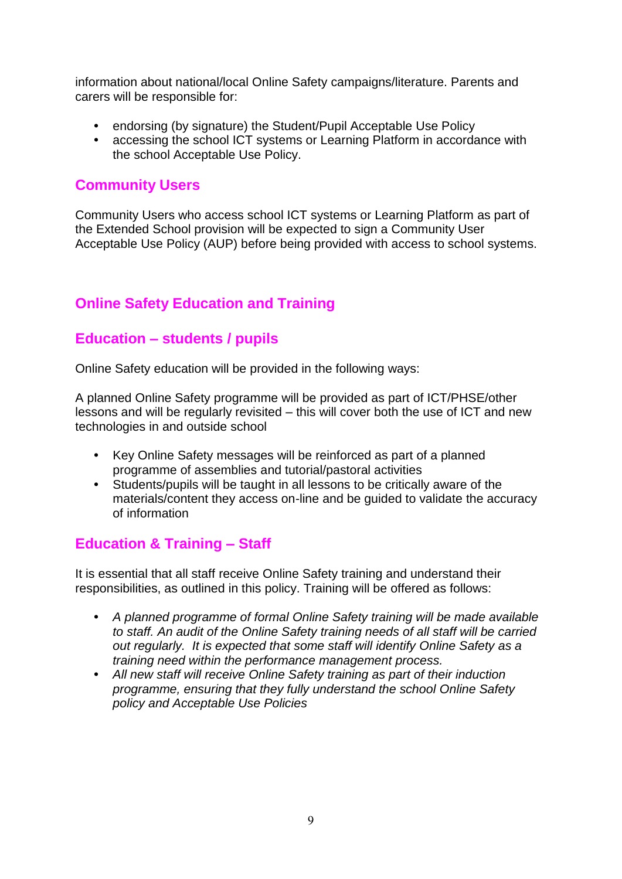information about national/local Online Safety campaigns/literature. Parents and carers will be responsible for:

- endorsing (by signature) the Student/Pupil Acceptable Use Policy
- accessing the school ICT systems or Learning Platform in accordance with the school Acceptable Use Policy.

## Community Users

Community Users who access school ICT systems or Learning Platform as part of the Extended School provision will be expected to sign a Community User Acceptable Use Policy (AUP) before being provided with access to school systems.

## Online Safety Education and Training

## Education – students / pupils

Online Safety education will be provided in the following ways:

A planned Online Safety programme will be provided as part of ICT/PHSE/other lessons and will be regularly revisited – this will cover both the use of ICT and new technologies in and outside school

- Key Online Safety messages will be reinforced as part of a planned programme of assemblies and tutorial/pastoral activities
- Students/pupils will be taught in all lessons to be critically aware of the materials/content they access on-line and be guided to validate the accuracy of information

## Education & Training – Staff

It is essential that all staff receive Online Safety training and understand their responsibilities, as outlined in this policy. Training will be offered as follows:

- *A planned programme of formal Online Safety training will be made available to staff. An audit of the Online Safety training needs of all staff will be carried out regularly. It is expected that some staff will identify Online Safety as a training need within the performance management process.*
- *All new staff will receive Online Safety training as part of their induction programme, ensuring that they fully understand the school Online Safety policy and Acceptable Use Policies*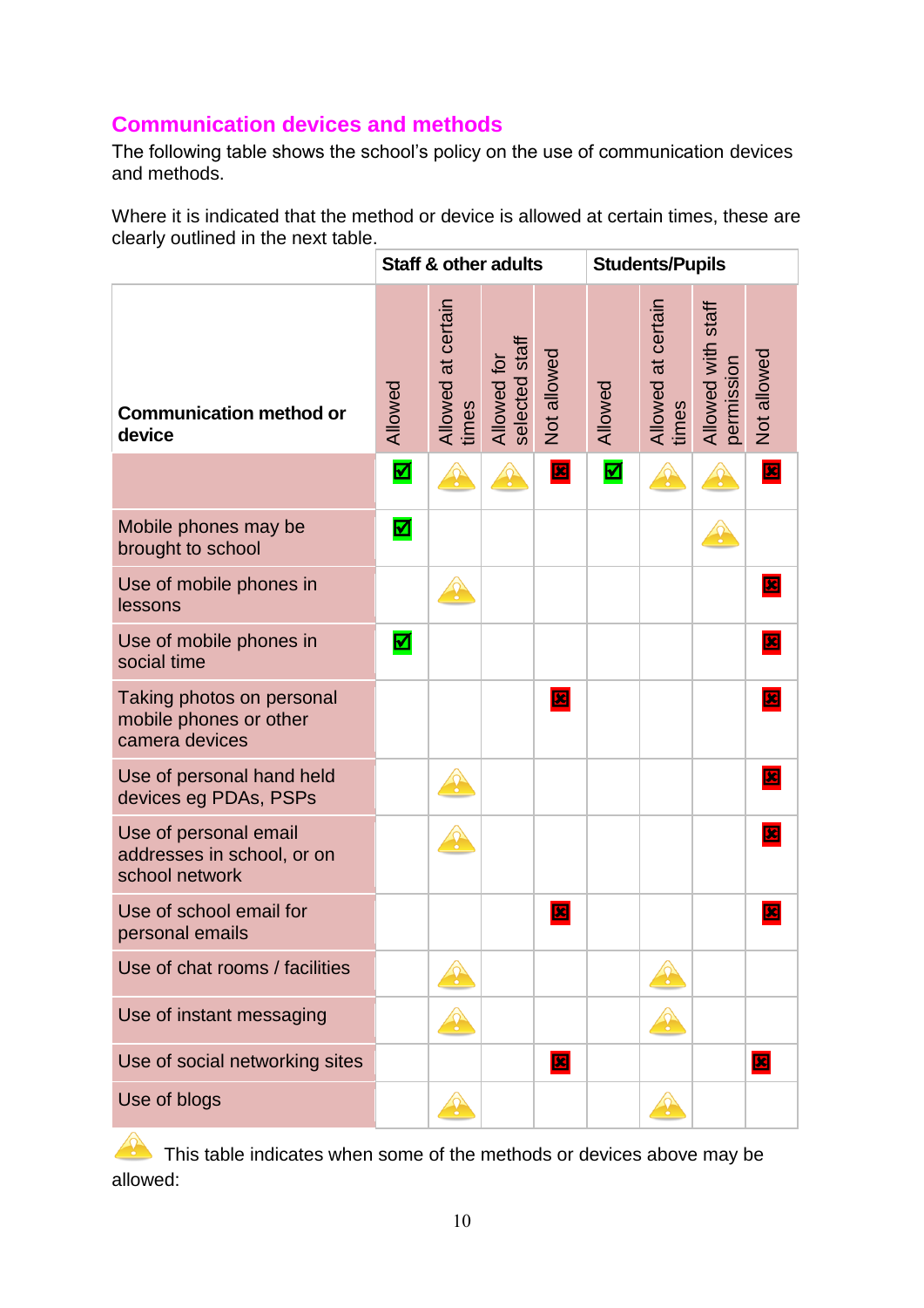## Communication devices and methods

The following table shows the school's policy on the use of communication devices and methods.

Where it is indicated that the method or device is allowed at certain times, these are clearly outlined in the next table.

| | Staff & other adults | | | | Students/Pupils | | | |
|---|---|---|---|---|---|---|---|---|
| **Communication method or device** | Allowed | Allowed at certain times | Allowed for selected staff | Not allowed | Allowed | Allowed at certain times | Allowed with staff permission | Not allowed |
| | ☑ | ⚠ | ⚠ | ☒ | ☑ | ⚠ | ⚠ | ☒ |
| Mobile phones may be brought to school | ☑ | | | | | | ⚠ | |
| Use of mobile phones in lessons | | ⚠ | | | | | | ☒ |
| Use of mobile phones in social time | ☑ | | | | | | | ☒ |
| Taking photos on personal mobile phones or other camera devices | | | | ☒ | | | | ☒ |
| Use of personal hand held devices eg PDAs, PSPs | | ⚠ | | | | | | ☒ |
| Use of personal email addresses in school, or on school network | | ⚠ | | | | | | ☒ |
| Use of school email for personal emails | | | | ☒ | | | | ☒ |
| Use of chat rooms / facilities | | ⚠ | | | | ⚠ | | |
| Use of instant messaging | | ⚠ | | | | ⚠ | | |
| Use of social networking sites | | | | ☒ | | | | ☒ |
| Use of blogs | | ⚠ | | | | ⚠ | | |

⚠ This table indicates when some of the methods or devices above may be allowed: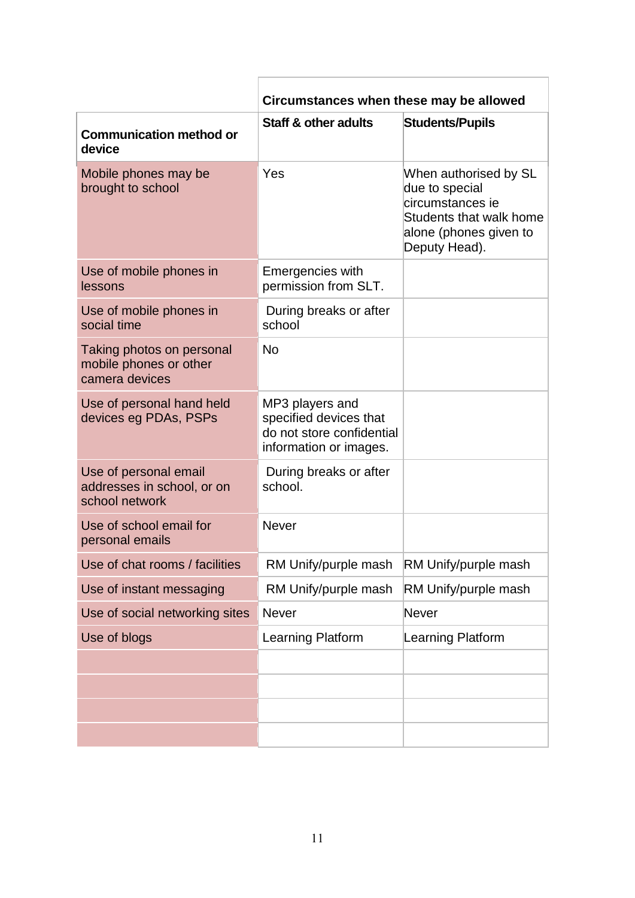| | Circumstances when these may be allowed | |
|---|---|---|
| **Communication method or device** | **Staff & other adults** | **Students/Pupils** |
| Mobile phones may be brought to school | Yes | When authorised by SL due to special circumstances ie Students that walk home alone (phones given to Deputy Head). |
| Use of mobile phones in lessons | Emergencies with permission from SLT. | |
| Use of mobile phones in social time | During breaks or after school | |
| Taking photos on personal mobile phones or other camera devices | No | |
| Use of personal hand held devices eg PDAs, PSPs | MP3 players and specified devices that do not store confidential information or images. | |
| Use of personal email addresses in school, or on school network | During breaks or after school. | |
| Use of school email for personal emails | Never | |
| Use of chat rooms / facilities | RM Unify/purple mash | RM Unify/purple mash |
| Use of instant messaging | RM Unify/purple mash | RM Unify/purple mash |
| Use of social networking sites | Never | Never |
| Use of blogs | Learning Platform | Learning Platform |
| | | |
| | | |
| | | |
| | | |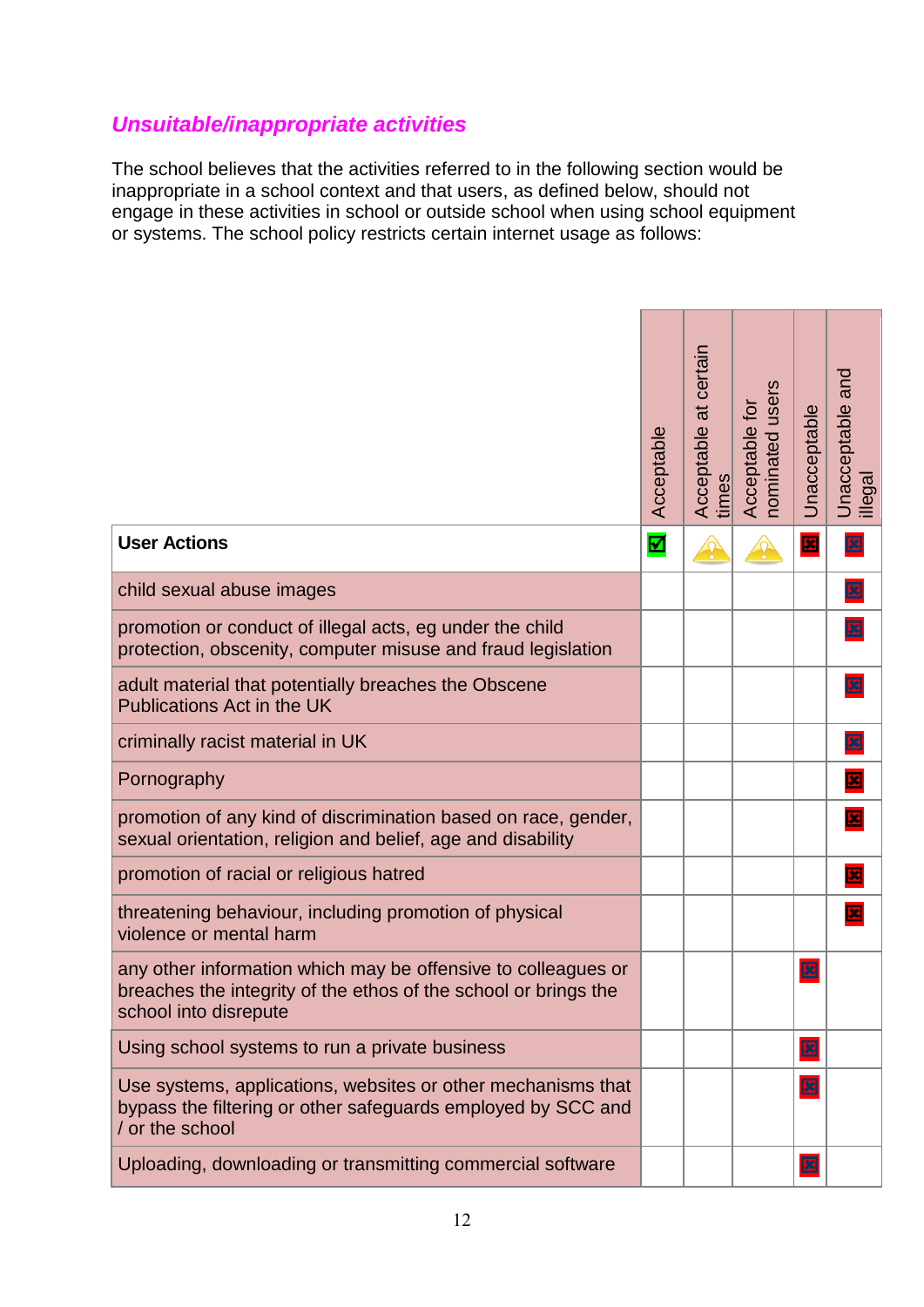## *Unsuitable/inappropriate activities*

The school believes that the activities referred to in the following section would be inappropriate in a school context and that users, as defined below, should not engage in these activities in school or outside school when using school equipment or systems. The school policy restricts certain internet usage as follows:

| User Actions | Acceptable | Acceptable at certain times | Acceptable for nominated users | Unacceptable | Unacceptable and illegal |
|---|---|---|---|---|---|
| child sexual abuse images | | | | | ☒ |
| promotion or conduct of illegal acts, eg under the child protection, obscenity, computer misuse and fraud legislation | | | | | ☒ |
| adult material that potentially breaches the Obscene Publications Act in the UK | | | | | ☒ |
| criminally racist material in UK | | | | | ☒ |
| Pornography | | | | | ☒ |
| promotion of any kind of discrimination based on race, gender, sexual orientation, religion and belief, age and disability | | | | | ☒ |
| promotion of racial or religious hatred | | | | | ☒ |
| threatening behaviour, including promotion of physical violence or mental harm | | | | | ☒ |
| any other information which may be offensive to colleagues or breaches the integrity of the ethos of the school or brings the school into disrepute | | | | ☒ | |
| Using school systems to run a private business | | | | ☒ | |
| Use systems, applications, websites or other mechanisms that bypass the filtering or other safeguards employed by SCC and / or the school | | | | ☒ | |
| Uploading, downloading or transmitting commercial software | | | | ☒ | |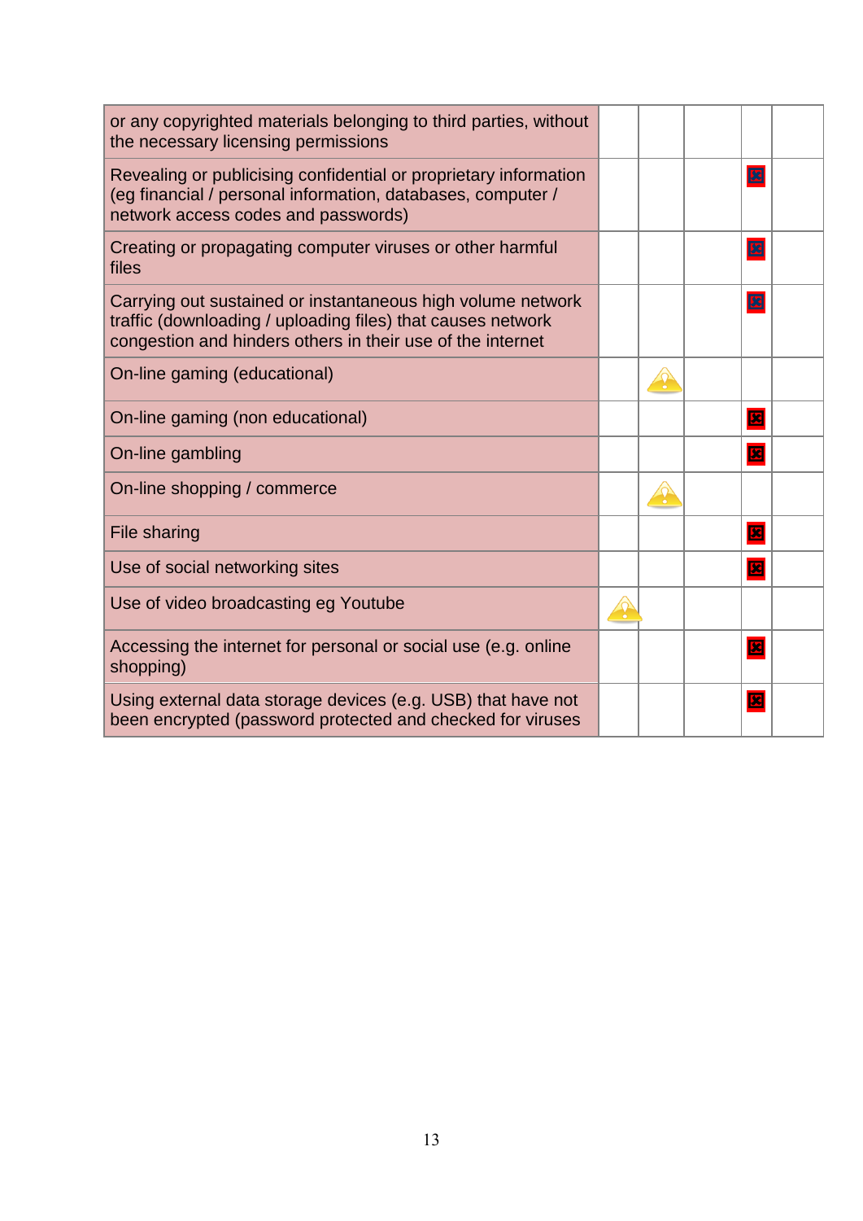| | | | | | |
|---|---|---|---|---|---|
| or any copyrighted materials belonging to third parties, without the necessary licensing permissions | | | | | |
| Revealing or publicising confidential or proprietary information (eg financial / personal information, databases, computer / network access codes and passwords) | | | | ☒ | |
| Creating or propagating computer viruses or other harmful files | | | | ☒ | |
| Carrying out sustained or instantaneous high volume network traffic (downloading / uploading files) that causes network congestion and hinders others in their use of the internet | | | | ☒ | |
| On-line gaming (educational) | | ⚠ | | | |
| On-line gaming (non educational) | | | | ☒ | |
| On-line gambling | | | | ☒ | |
| On-line shopping / commerce | | ⚠ | | | |
| File sharing | | | | ☒ | |
| Use of social networking sites | | | | ☒ | |
| Use of video broadcasting eg Youtube | ⚠ | | | | |
| Accessing the internet for personal or social use (e.g. online shopping) | | | | ☒ | |
| Using external data storage devices (e.g. USB) that have not been encrypted (password protected and checked for viruses | | | | ☒ | |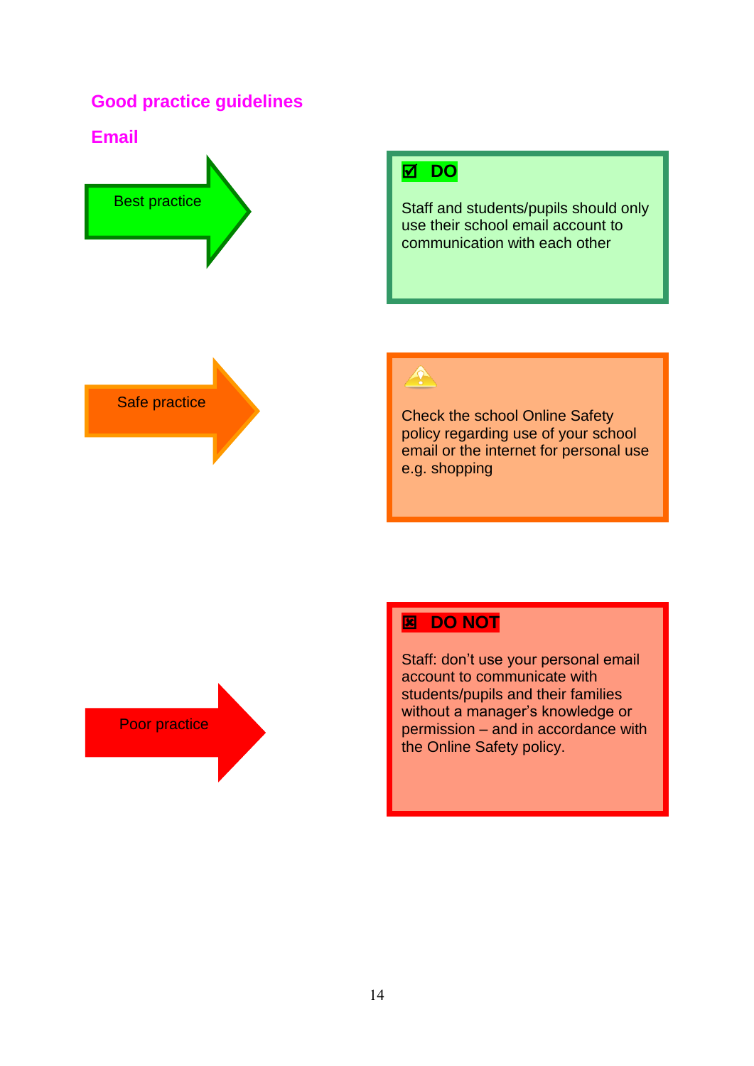## Good practice guidelines

## Email

**Best practice**

☑ **DO**

Staff and students/pupils should only use their school email account to communication with each other

**Safe practice**

⚠

Check the school Online Safety policy regarding use of your school email or the internet for personal use e.g. shopping

**Poor practice**

☒ **DO NOT**

Staff: don't use your personal email account to communicate with students/pupils and their families without a manager's knowledge or permission – and in accordance with the Online Safety policy.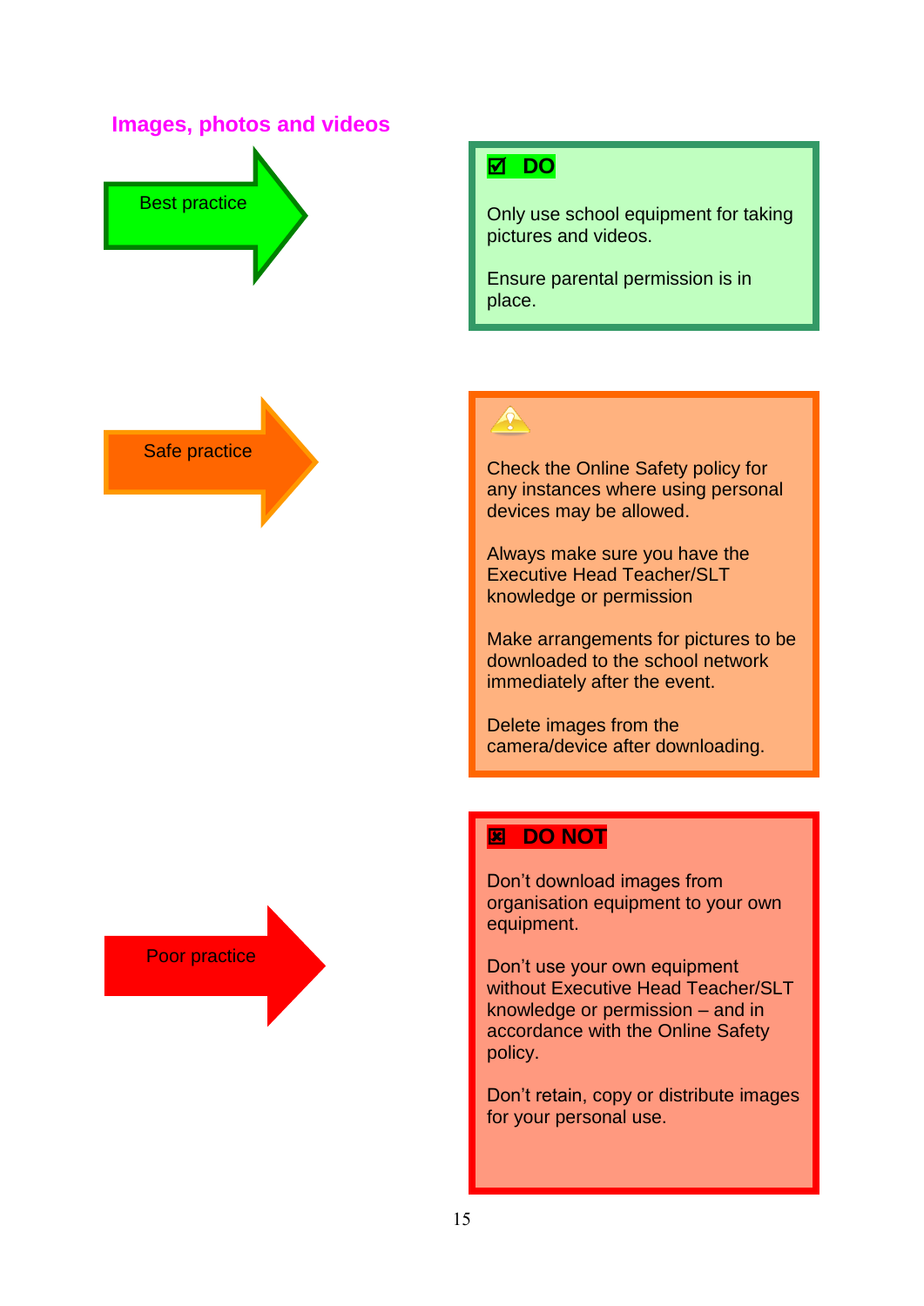## Images, photos and videos

**Best practice**

**☑ DO**

Only use school equipment for taking pictures and videos.

Ensure parental permission is in place.

**Safe practice**

⚠

Check the Online Safety policy for any instances where using personal devices may be allowed.

Always make sure you have the Executive Head Teacher/SLT knowledge or permission

Make arrangements for pictures to be downloaded to the school network immediately after the event.

Delete images from the camera/device after downloading.

**Poor practice**

**☒ DO NOT**

Don't download images from organisation equipment to your own equipment.

Don't use your own equipment without Executive Head Teacher/SLT knowledge or permission – and in accordance with the Online Safety policy.

Don't retain, copy or distribute images for your personal use.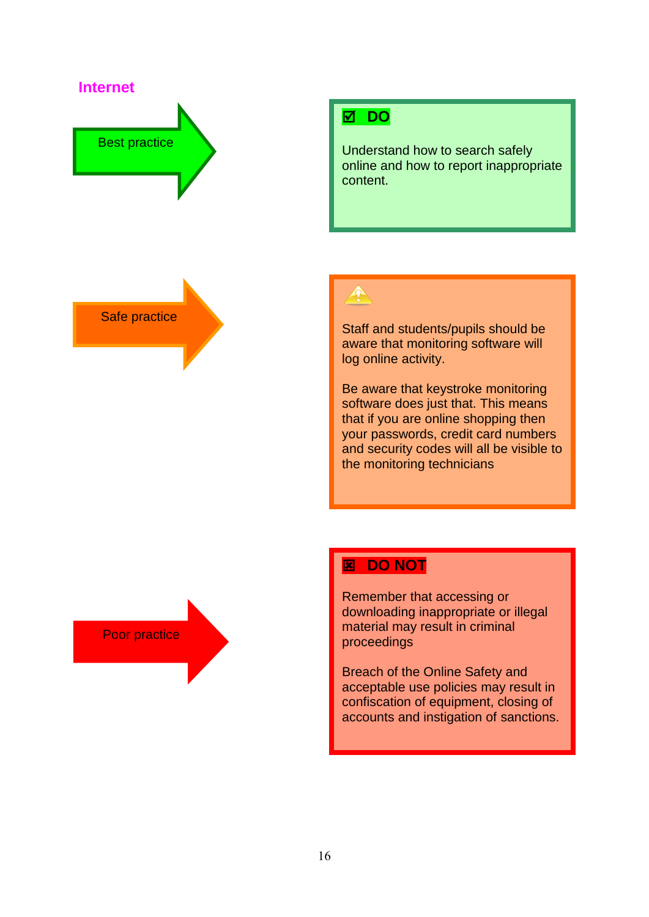## Internet

**Best practice**

**☑ DO**

Understand how to search safely online and how to report inappropriate content.

**Safe practice**

Staff and students/pupils should be aware that monitoring software will log online activity.

Be aware that keystroke monitoring software does just that. This means that if you are online shopping then your passwords, credit card numbers and security codes will all be visible to the monitoring technicians

**Poor practice**

**☒ DO NOT**

Remember that accessing or downloading inappropriate or illegal material may result in criminal proceedings

Breach of the Online Safety and acceptable use policies may result in confiscation of equipment, closing of accounts and instigation of sanctions.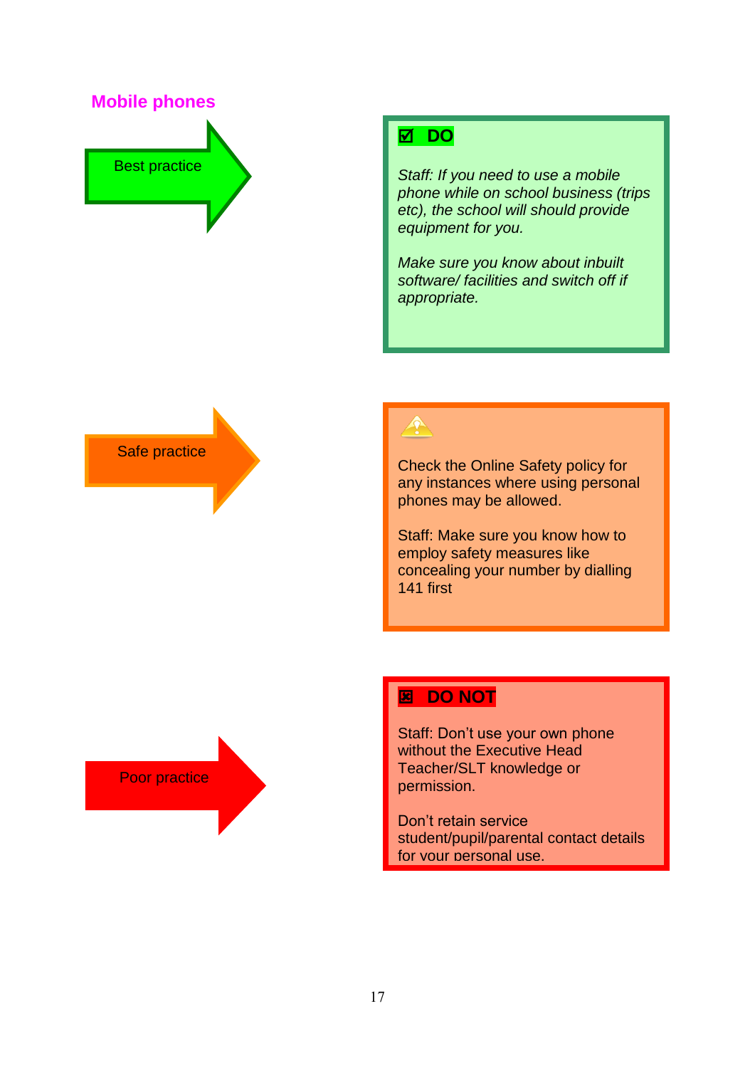## Mobile phones

**Best practice**

**☑ DO**

*Staff: If you need to use a mobile phone while on school business (trips etc), the school will should provide equipment for you.*

*Make sure you know about inbuilt software/ facilities and switch off if appropriate.*

**Safe practice**

Check the Online Safety policy for any instances where using personal phones may be allowed.

Staff: Make sure you know how to employ safety measures like concealing your number by dialling 141 first

**Poor practice**

**☒ DO NOT**

Staff: Don't use your own phone without the Executive Head Teacher/SLT knowledge or permission.

Don't retain service student/pupil/parental contact details for your personal use.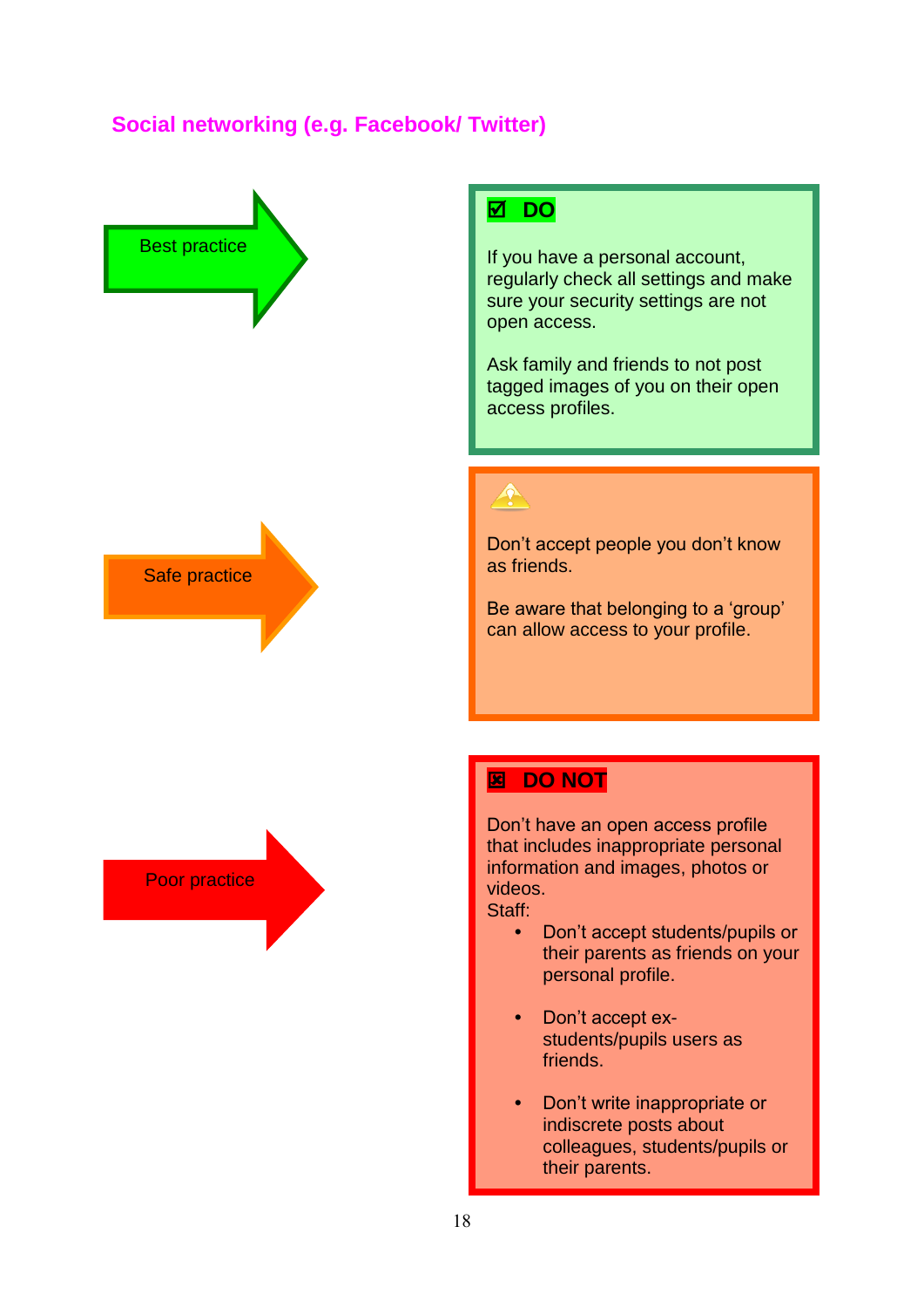## Social networking (e.g. Facebook/ Twitter)

**Best practice**

**☑ DO**

If you have a personal account, regularly check all settings and make sure your security settings are not open access.

Ask family and friends to not post tagged images of you on their open access profiles.

**Safe practice**

⚠

Don't accept people you don't know as friends.

Be aware that belonging to a 'group' can allow access to your profile.

**Poor practice**

**☒ DO NOT**

Don't have an open access profile that includes inappropriate personal information and images, photos or videos.

Staff:

- Don't accept students/pupils or their parents as friends on your personal profile.
- Don't accept ex-students/pupils users as friends.
- Don't write inappropriate or indiscrete posts about colleagues, students/pupils or their parents.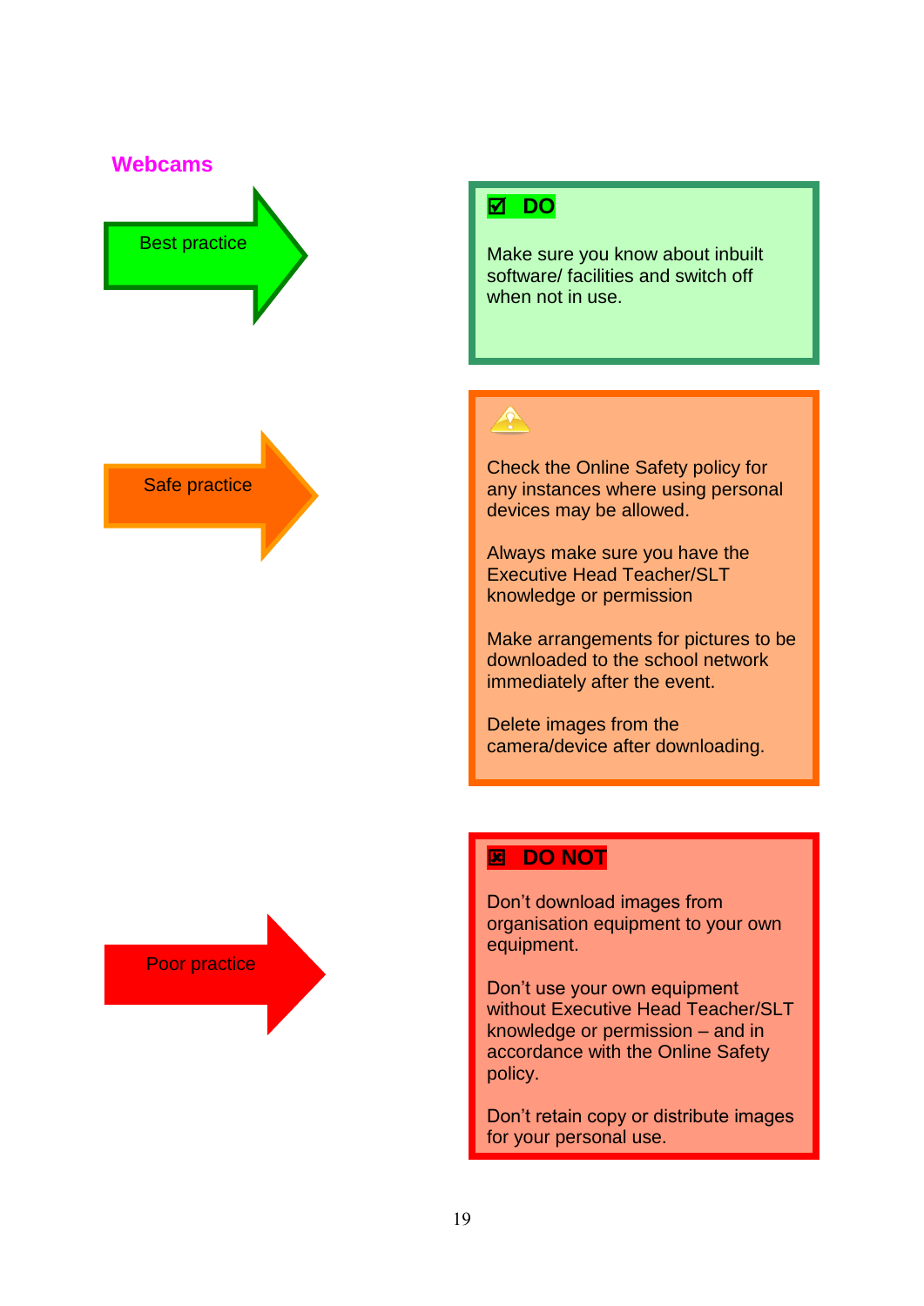## Webcams

**Best practice**

**☑ DO**

Make sure you know about inbuilt software/ facilities and switch off when not in use.

**Safe practice**

⚠

Check the Online Safety policy for any instances where using personal devices may be allowed.

Always make sure you have the Executive Head Teacher/SLT knowledge or permission

Make arrangements for pictures to be downloaded to the school network immediately after the event.

Delete images from the camera/device after downloading.

**Poor practice**

**☒ DO NOT**

Don't download images from organisation equipment to your own equipment.

Don't use your own equipment without Executive Head Teacher/SLT knowledge or permission – and in accordance with the Online Safety policy.

Don't retain copy or distribute images for your personal use.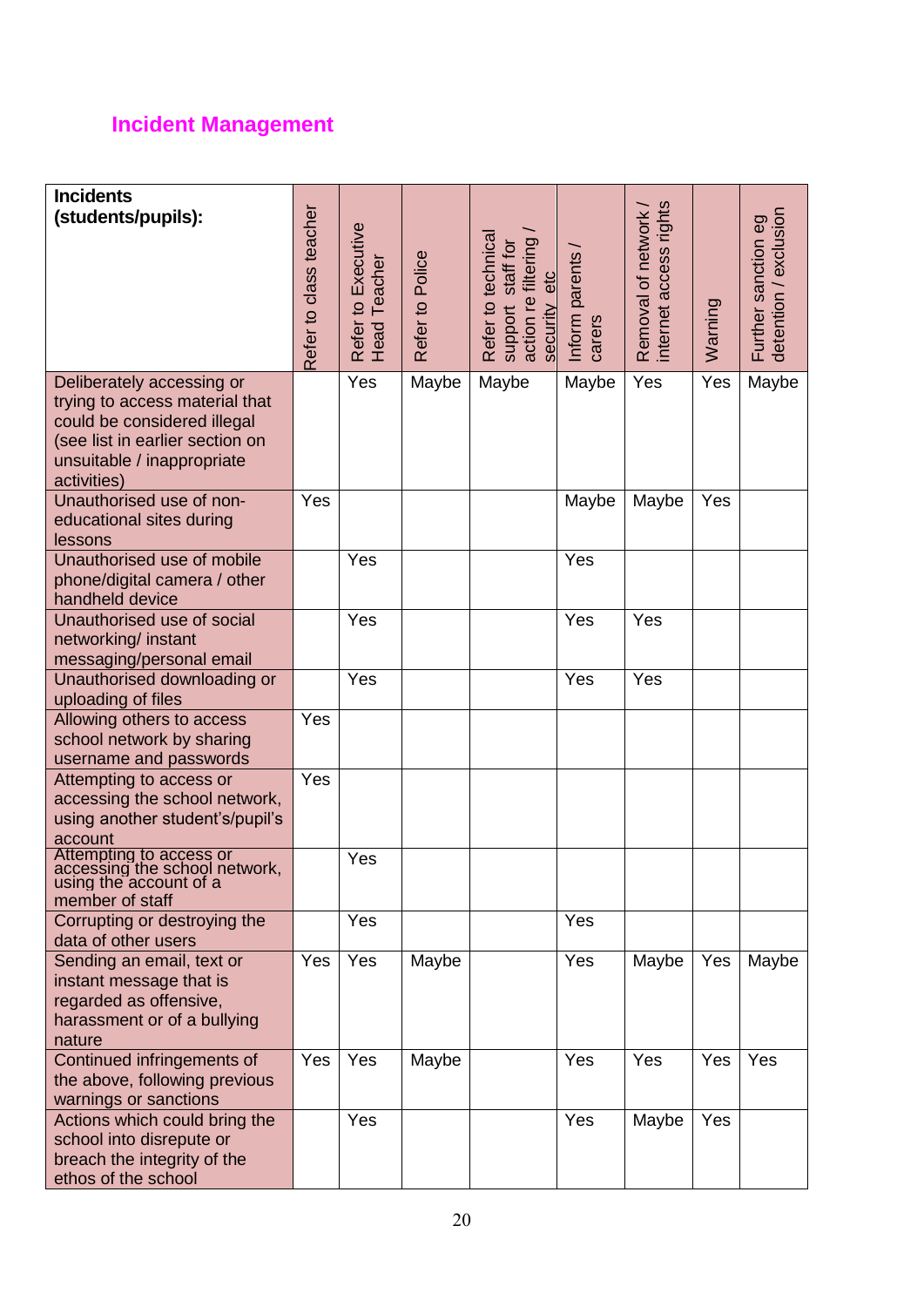## Incident Management

| Incidents (students/pupils): | Refer to class teacher | Refer to Executive Head Teacher | Refer to Police | Refer to technical support staff for action re filtering / security etc | Inform parents / carers | Removal of network / internet access rights | Warning | Further sanction eg detention / exclusion |
|---|---|---|---|---|---|---|---|---|
| Deliberately accessing or trying to access material that could be considered illegal (see list in earlier section on unsuitable / inappropriate activities) | | Yes | Maybe | Maybe | Maybe | Yes | Yes | Maybe |
| Unauthorised use of non-educational sites during lessons | Yes | | | | Maybe | Maybe | Yes | |
| Unauthorised use of mobile phone/digital camera / other handheld device | | Yes | | | Yes | | | |
| Unauthorised use of social networking/ instant messaging/personal email | | Yes | | | Yes | Yes | | |
| Unauthorised downloading or uploading of files | | Yes | | | Yes | Yes | | |
| Allowing others to access school network by sharing username and passwords | Yes | | | | | | | |
| Attempting to access or accessing the school network, using another student's/pupil's account | Yes | | | | | | | |
| Attempting to access or accessing the school network, using the account of a member of staff | | Yes | | | | | | |
| Corrupting or destroying the data of other users | | Yes | | | Yes | | | |
| Sending an email, text or instant message that is regarded as offensive, harassment or of a bullying nature | Yes | Yes | Maybe | | Yes | Maybe | Yes | Maybe |
| Continued infringements of the above, following previous warnings or sanctions | Yes | Yes | Maybe | | Yes | Yes | Yes | Yes |
| Actions which could bring the school into disrepute or breach the integrity of the ethos of the school | | Yes | | | Yes | Maybe | Yes | |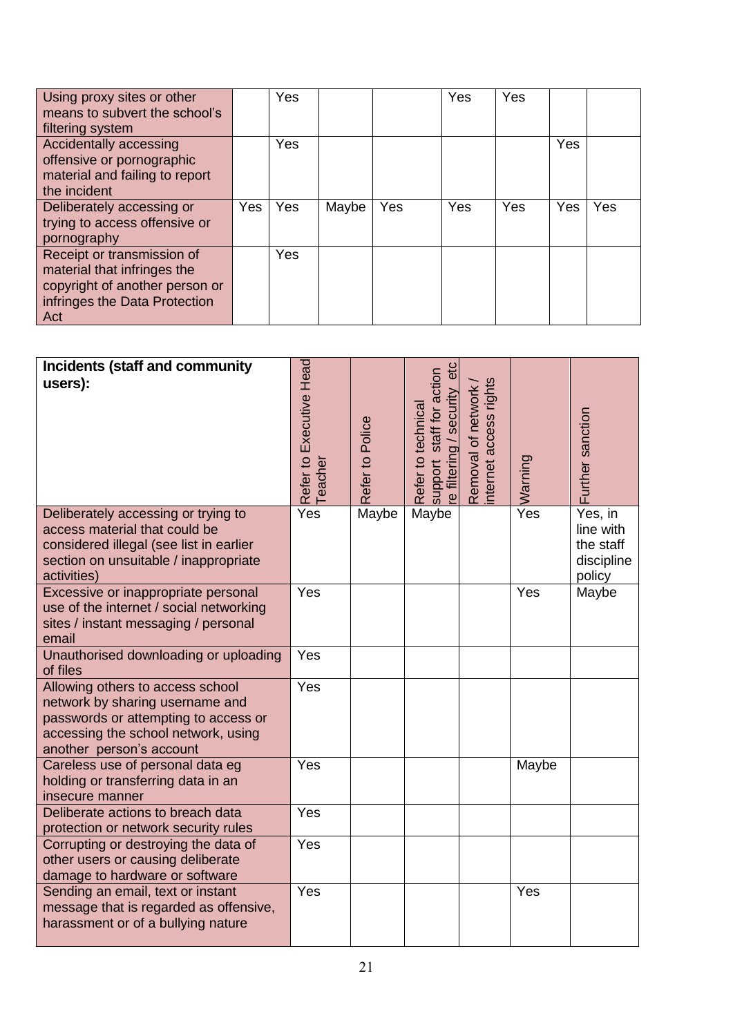| | | | | | | | | |
|---|---|---|---|---|---|---|---|---|
| Using proxy sites or other means to subvert the school's filtering system | | Yes | | | Yes | Yes | | |
| Accidentally accessing offensive or pornographic material and failing to report the incident | | Yes | | | | | Yes | |
| Deliberately accessing or trying to access offensive or pornography | Yes | Yes | Maybe | Yes | Yes | Yes | Yes | Yes |
| Receipt or transmission of material that infringes the copyright of another person or infringes the Data Protection Act | | Yes | | | | | | |

| **Incidents (staff and community users):** | Refer to Executive Head Teacher | Refer to Police | Refer to technical support staff for action re filtering / security etc | Removal of network / internet access rights | Warning | Further sanction |
|---|---|---|---|---|---|---|
| Deliberately accessing or trying to access material that could be considered illegal (see list in earlier section on unsuitable / inappropriate activities) | Yes | Maybe | Maybe | | Yes | Yes, in line with the staff discipline policy |
| Excessive or inappropriate personal use of the internet / social networking sites / instant messaging / personal email | Yes | | | | Yes | Maybe |
| Unauthorised downloading or uploading of files | Yes | | | | | |
| Allowing others to access school network by sharing username and passwords or attempting to access or accessing the school network, using another person's account | Yes | | | | | |
| Careless use of personal data eg holding or transferring data in an insecure manner | Yes | | | | Maybe | |
| Deliberate actions to breach data protection or network security rules | Yes | | | | | |
| Corrupting or destroying the data of other users or causing deliberate damage to hardware or software | Yes | | | | | |
| Sending an email, text or instant message that is regarded as offensive, harassment or of a bullying nature | Yes | | | | Yes | |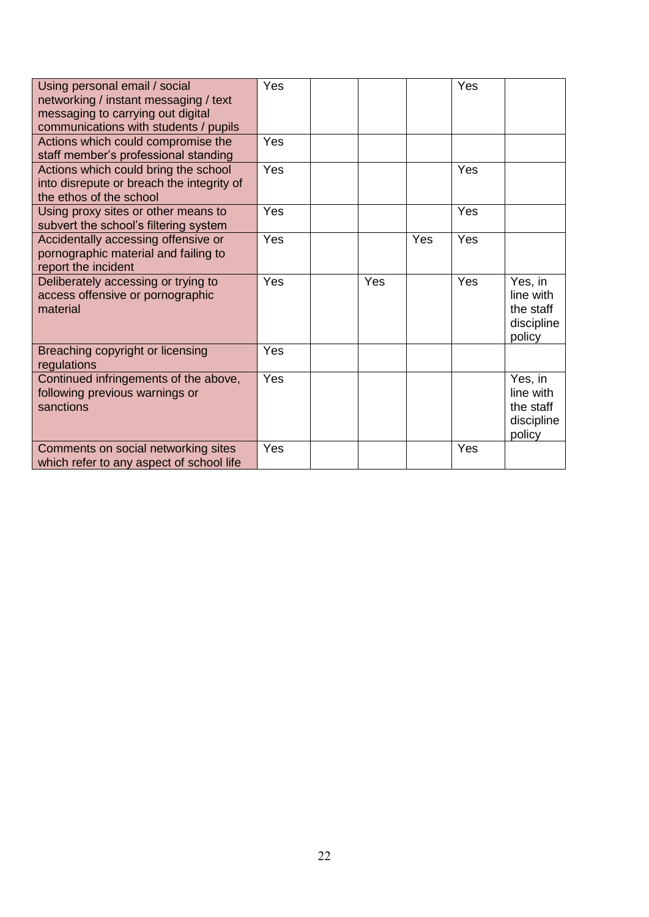| | | | | | | |
|---|---|---|---|---|---|---|
| Using personal email / social networking / instant messaging / text messaging to carrying out digital communications with students / pupils | Yes | | | | Yes | |
| Actions which could compromise the staff member's professional standing | Yes | | | | | |
| Actions which could bring the school into disrepute or breach the integrity of the ethos of the school | Yes | | | | Yes | |
| Using proxy sites or other means to subvert the school's filtering system | Yes | | | | Yes | |
| Accidentally accessing offensive or pornographic material and failing to report the incident | Yes | | | Yes | Yes | |
| Deliberately accessing or trying to access offensive or pornographic material | Yes | | Yes | | Yes | Yes, in line with the staff discipline policy |
| Breaching copyright or licensing regulations | Yes | | | | | |
| Continued infringements of the above, following previous warnings or sanctions | Yes | | | | | Yes, in line with the staff discipline policy |
| Comments on social networking sites which refer to any aspect of school life | Yes | | | | Yes | |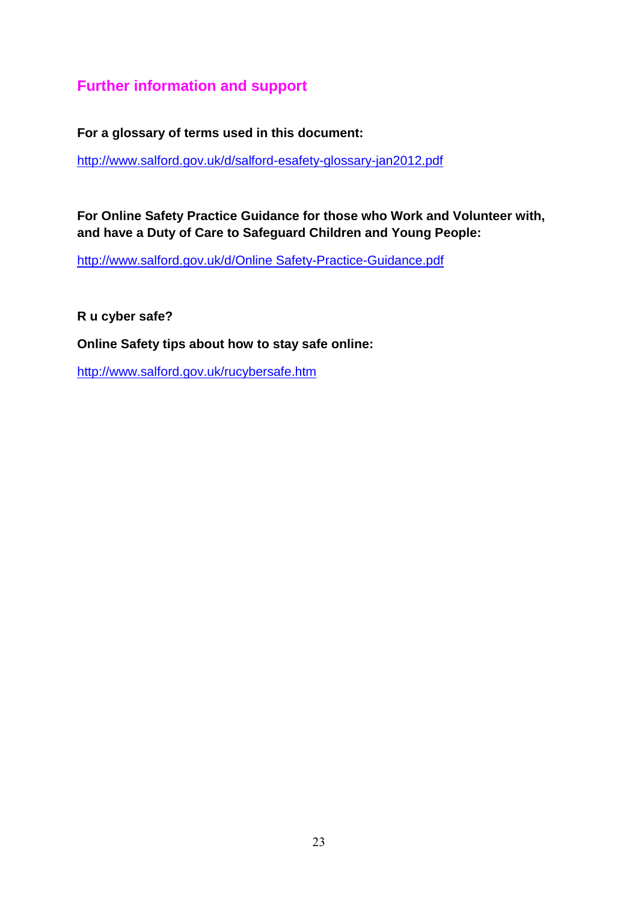## Further information and support

**For a glossary of terms used in this document:**

http://www.salford.gov.uk/d/salford-esafety-glossary-jan2012.pdf

**For Online Safety Practice Guidance for those who Work and Volunteer with, and have a Duty of Care to Safeguard Children and Young People:**

http://www.salford.gov.uk/d/Online Safety-Practice-Guidance.pdf

**R u cyber safe?**

**Online Safety tips about how to stay safe online:**

http://www.salford.gov.uk/rucybersafe.htm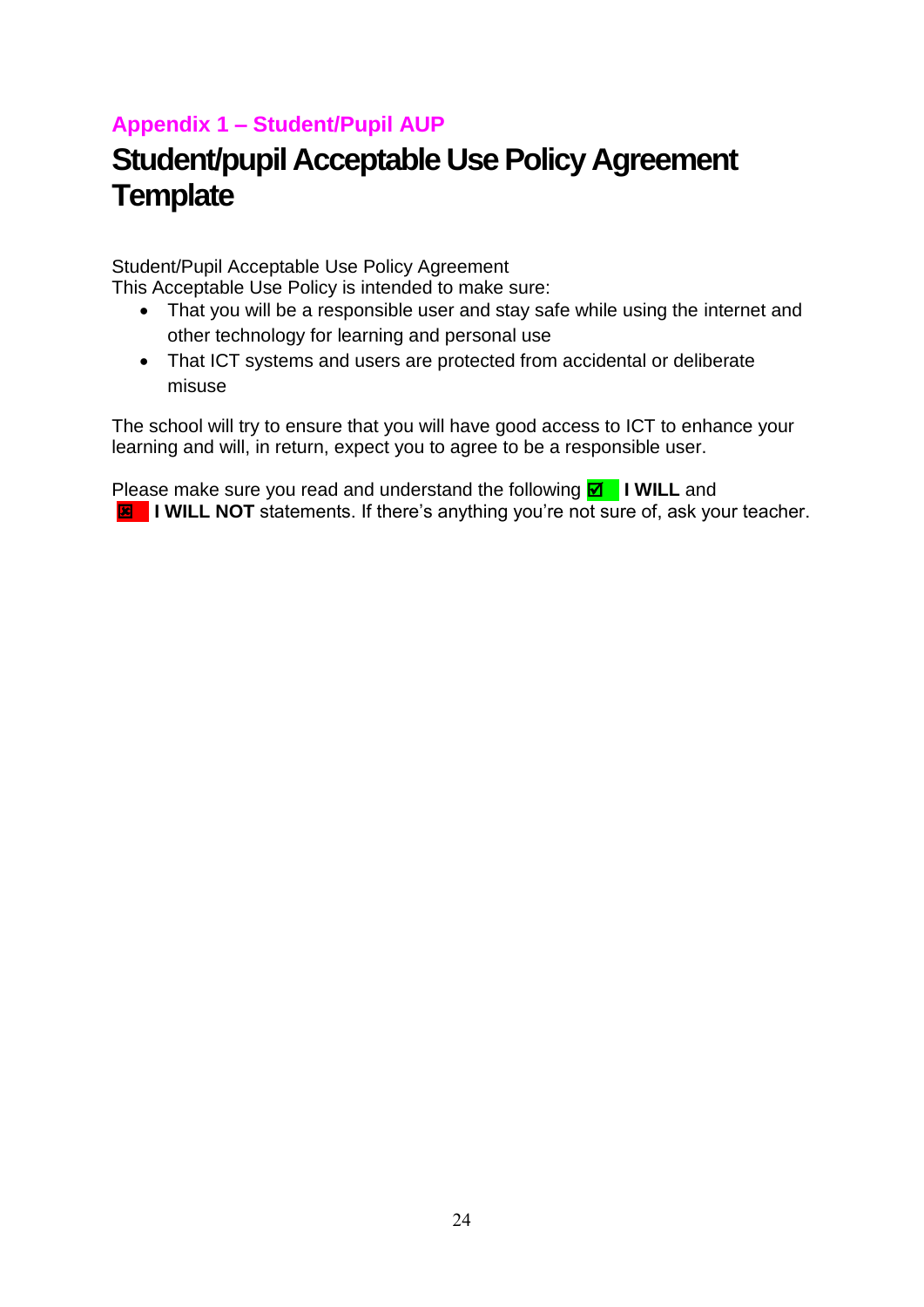## Appendix 1 – Student/Pupil AUP

# Student/pupil Acceptable Use Policy Agreement Template

Student/Pupil Acceptable Use Policy Agreement
This Acceptable Use Policy is intended to make sure:

- That you will be a responsible user and stay safe while using the internet and other technology for learning and personal use
- That ICT systems and users are protected from accidental or deliberate misuse

The school will try to ensure that you will have good access to ICT to enhance your learning and will, in return, expect you to agree to be a responsible user.

Please make sure you read and understand the following ☑ **I WILL** and ☒ **I WILL NOT** statements. If there's anything you're not sure of, ask your teacher.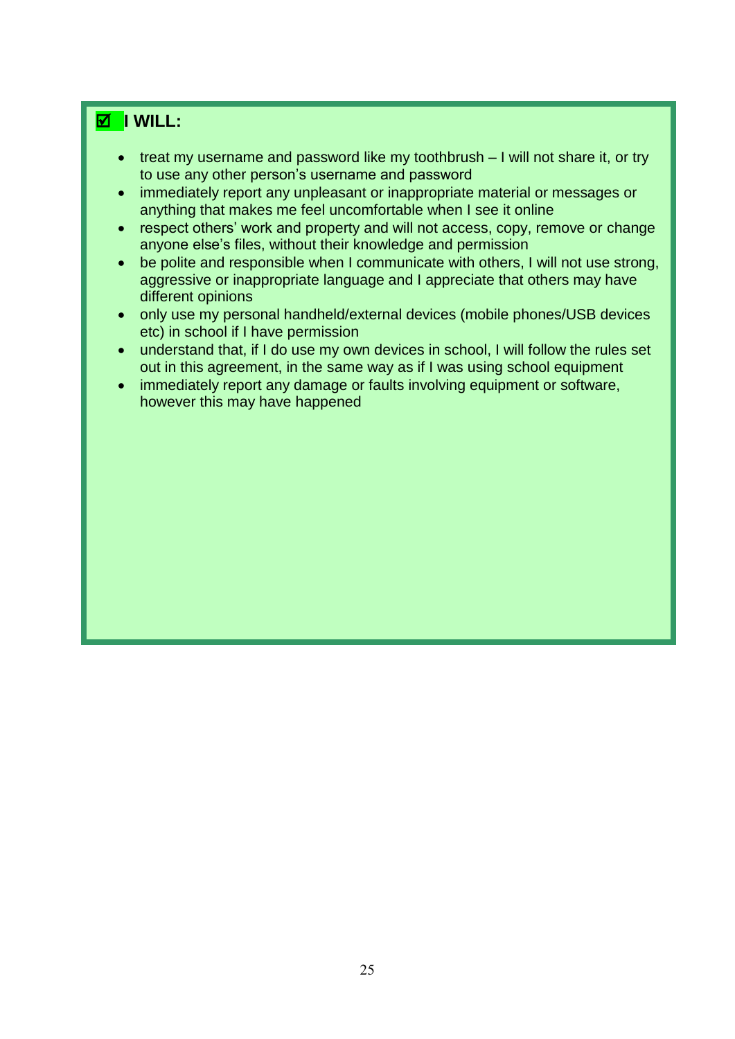**☑ I WILL:**

- treat my username and password like my toothbrush – I will not share it, or try to use any other person's username and password
- immediately report any unpleasant or inappropriate material or messages or anything that makes me feel uncomfortable when I see it online
- respect others' work and property and will not access, copy, remove or change anyone else's files, without their knowledge and permission
- be polite and responsible when I communicate with others, I will not use strong, aggressive or inappropriate language and I appreciate that others may have different opinions
- only use my personal handheld/external devices (mobile phones/USB devices etc) in school if I have permission
- understand that, if I do use my own devices in school, I will follow the rules set out in this agreement, in the same way as if I was using school equipment
- immediately report any damage or faults involving equipment or software, however this may have happened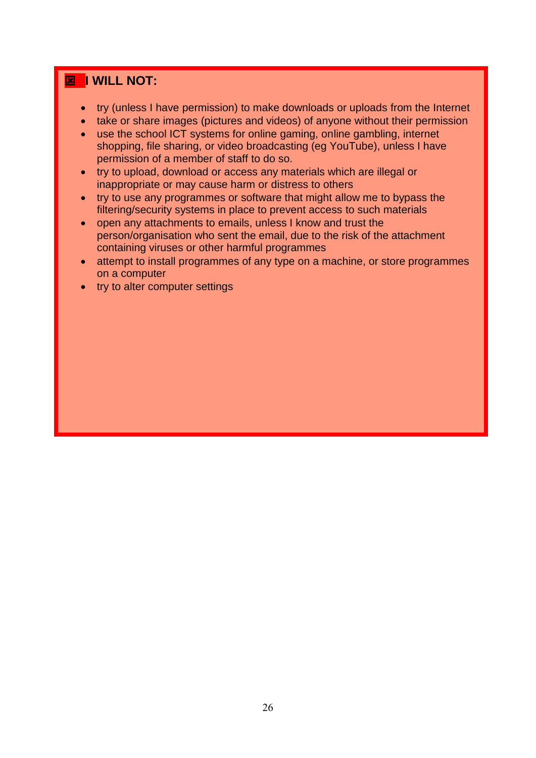## ☒ I WILL NOT:

- try (unless I have permission) to make downloads or uploads from the Internet
- take or share images (pictures and videos) of anyone without their permission
- use the school ICT systems for online gaming, online gambling, internet shopping, file sharing, or video broadcasting (eg YouTube), unless I have permission of a member of staff to do so.
- try to upload, download or access any materials which are illegal or inappropriate or may cause harm or distress to others
- try to use any programmes or software that might allow me to bypass the filtering/security systems in place to prevent access to such materials
- open any attachments to emails, unless I know and trust the person/organisation who sent the email, due to the risk of the attachment containing viruses or other harmful programmes
- attempt to install programmes of any type on a machine, or store programmes on a computer
- try to alter computer settings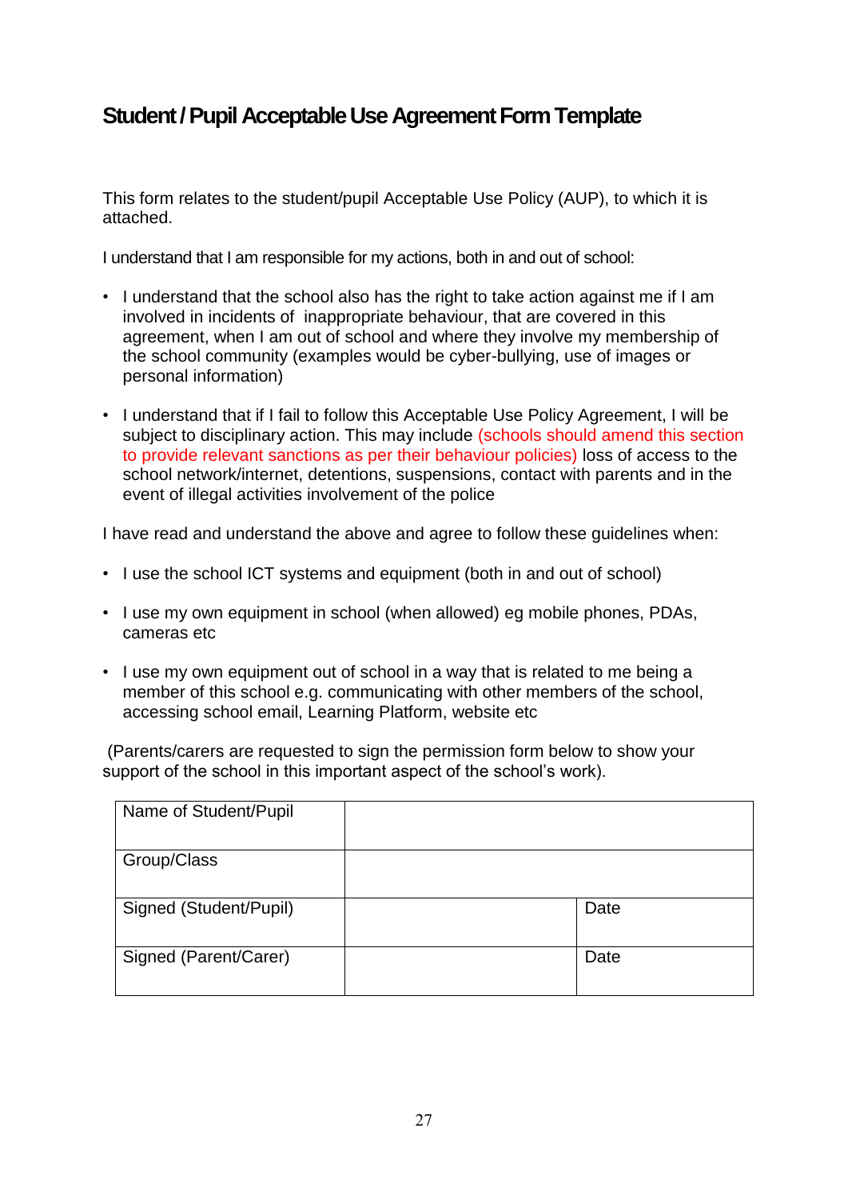## Student / Pupil Acceptable Use Agreement Form Template

This form relates to the student/pupil Acceptable Use Policy (AUP), to which it is attached.

I understand that I am responsible for my actions, both in and out of school:

- I understand that the school also has the right to take action against me if I am involved in incidents of inappropriate behaviour, that are covered in this agreement, when I am out of school and where they involve my membership of the school community (examples would be cyber-bullying, use of images or personal information)
- I understand that if I fail to follow this Acceptable Use Policy Agreement, I will be subject to disciplinary action. This may include (schools should amend this section to provide relevant sanctions as per their behaviour policies) loss of access to the school network/internet, detentions, suspensions, contact with parents and in the event of illegal activities involvement of the police

I have read and understand the above and agree to follow these guidelines when:

- I use the school ICT systems and equipment (both in and out of school)
- I use my own equipment in school (when allowed) eg mobile phones, PDAs, cameras etc
- I use my own equipment out of school in a way that is related to me being a member of this school e.g. communicating with other members of the school, accessing school email, Learning Platform, website etc

(Parents/carers are requested to sign the permission form below to show your support of the school in this important aspect of the school's work).

| Name of Student/Pupil | | |
|---|---|---|
| Group/Class | | |
| Signed (Student/Pupil) | | Date |
| Signed (Parent/Carer) | | Date |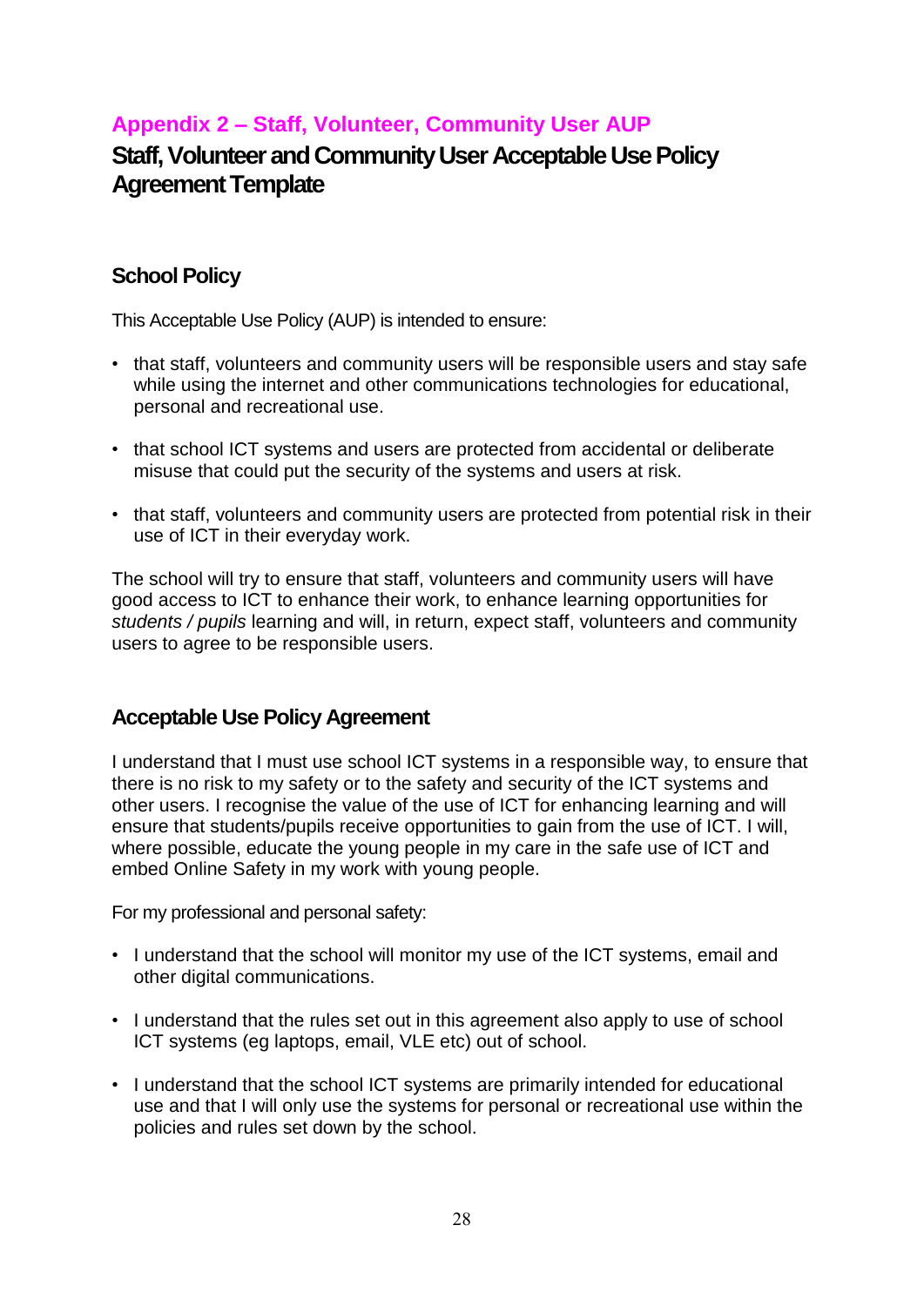## Appendix 2 – Staff, Volunteer, Community User AUP

# Staff, Volunteer and Community User Acceptable Use Policy Agreement Template

### School Policy

This Acceptable Use Policy (AUP) is intended to ensure:

- that staff, volunteers and community users will be responsible users and stay safe while using the internet and other communications technologies for educational, personal and recreational use.
- that school ICT systems and users are protected from accidental or deliberate misuse that could put the security of the systems and users at risk.
- that staff, volunteers and community users are protected from potential risk in their use of ICT in their everyday work.

The school will try to ensure that staff, volunteers and community users will have good access to ICT to enhance their work, to enhance learning opportunities for *students / pupils* learning and will, in return, expect staff, volunteers and community users to agree to be responsible users.

### Acceptable Use Policy Agreement

I understand that I must use school ICT systems in a responsible way, to ensure that there is no risk to my safety or to the safety and security of the ICT systems and other users. I recognise the value of the use of ICT for enhancing learning and will ensure that students/pupils receive opportunities to gain from the use of ICT. I will, where possible, educate the young people in my care in the safe use of ICT and embed Online Safety in my work with young people.

For my professional and personal safety:

- I understand that the school will monitor my use of the ICT systems, email and other digital communications.
- I understand that the rules set out in this agreement also apply to use of school ICT systems (eg laptops, email, VLE etc) out of school.
- I understand that the school ICT systems are primarily intended for educational use and that I will only use the systems for personal or recreational use within the policies and rules set down by the school.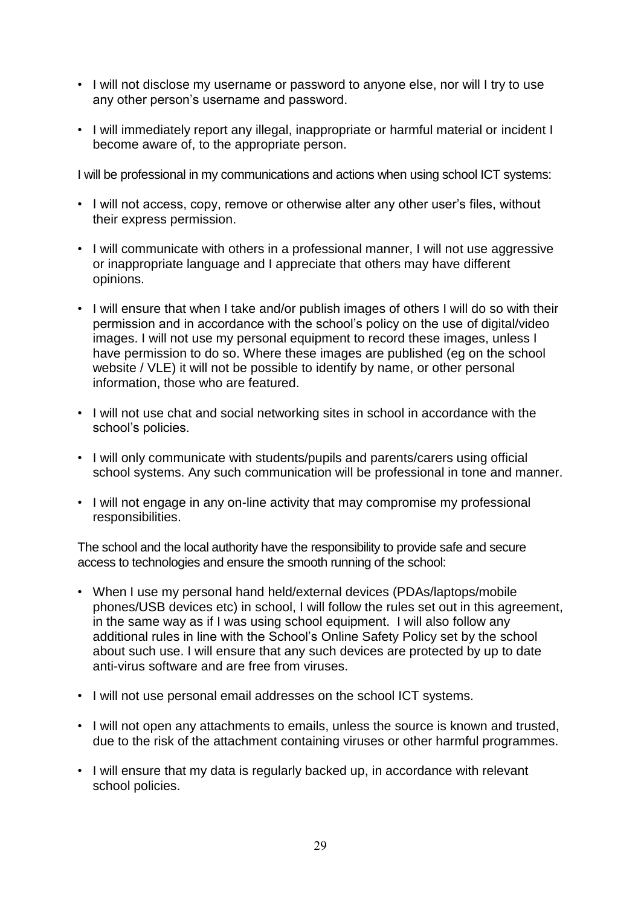- I will not disclose my username or password to anyone else, nor will I try to use any other person's username and password.
- I will immediately report any illegal, inappropriate or harmful material or incident I become aware of, to the appropriate person.

I will be professional in my communications and actions when using school ICT systems:

- I will not access, copy, remove or otherwise alter any other user's files, without their express permission.
- I will communicate with others in a professional manner, I will not use aggressive or inappropriate language and I appreciate that others may have different opinions.
- I will ensure that when I take and/or publish images of others I will do so with their permission and in accordance with the school's policy on the use of digital/video images. I will not use my personal equipment to record these images, unless I have permission to do so. Where these images are published (eg on the school website / VLE) it will not be possible to identify by name, or other personal information, those who are featured.
- I will not use chat and social networking sites in school in accordance with the school's policies.
- I will only communicate with students/pupils and parents/carers using official school systems. Any such communication will be professional in tone and manner.
- I will not engage in any on-line activity that may compromise my professional responsibilities.

The school and the local authority have the responsibility to provide safe and secure access to technologies and ensure the smooth running of the school:

- When I use my personal hand held/external devices (PDAs/laptops/mobile phones/USB devices etc) in school, I will follow the rules set out in this agreement, in the same way as if I was using school equipment. I will also follow any additional rules in line with the School's Online Safety Policy set by the school about such use. I will ensure that any such devices are protected by up to date anti-virus software and are free from viruses.
- I will not use personal email addresses on the school ICT systems.
- I will not open any attachments to emails, unless the source is known and trusted, due to the risk of the attachment containing viruses or other harmful programmes.
- I will ensure that my data is regularly backed up, in accordance with relevant school policies.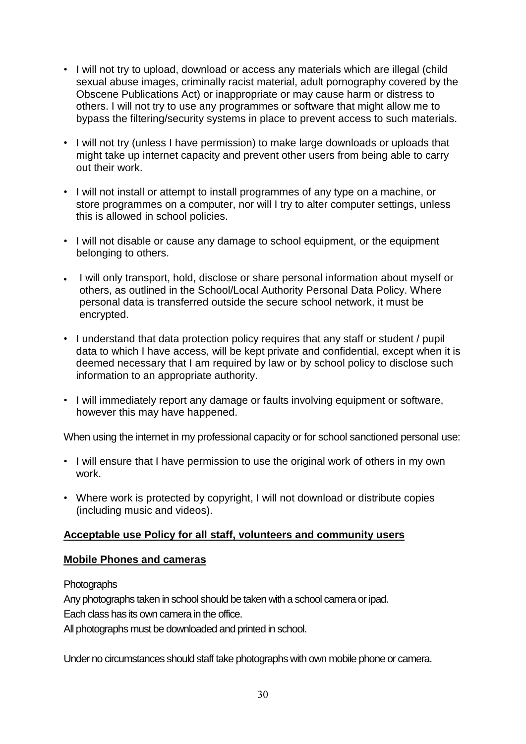- I will not try to upload, download or access any materials which are illegal (child sexual abuse images, criminally racist material, adult pornography covered by the Obscene Publications Act) or inappropriate or may cause harm or distress to others. I will not try to use any programmes or software that might allow me to bypass the filtering/security systems in place to prevent access to such materials.
- I will not try (unless I have permission) to make large downloads or uploads that might take up internet capacity and prevent other users from being able to carry out their work.
- I will not install or attempt to install programmes of any type on a machine, or store programmes on a computer, nor will I try to alter computer settings, unless this is allowed in school policies.
- I will not disable or cause any damage to school equipment, or the equipment belonging to others.
- I will only transport, hold, disclose or share personal information about myself or others, as outlined in the School/Local Authority Personal Data Policy. Where personal data is transferred outside the secure school network, it must be encrypted.
- I understand that data protection policy requires that any staff or student / pupil data to which I have access, will be kept private and confidential, except when it is deemed necessary that I am required by law or by school policy to disclose such information to an appropriate authority.
- I will immediately report any damage or faults involving equipment or software, however this may have happened.

When using the internet in my professional capacity or for school sanctioned personal use:

- I will ensure that I have permission to use the original work of others in my own work.
- Where work is protected by copyright, I will not download or distribute copies (including music and videos).

**Acceptable use Policy for all staff, volunteers and community users**

**Mobile Phones and cameras**

Photographs

Any photographs taken in school should be taken with a school camera or ipad.

Each class has its own camera in the office.

All photographs must be downloaded and printed in school.

Under no circumstances should staff take photographs with own mobile phone or camera.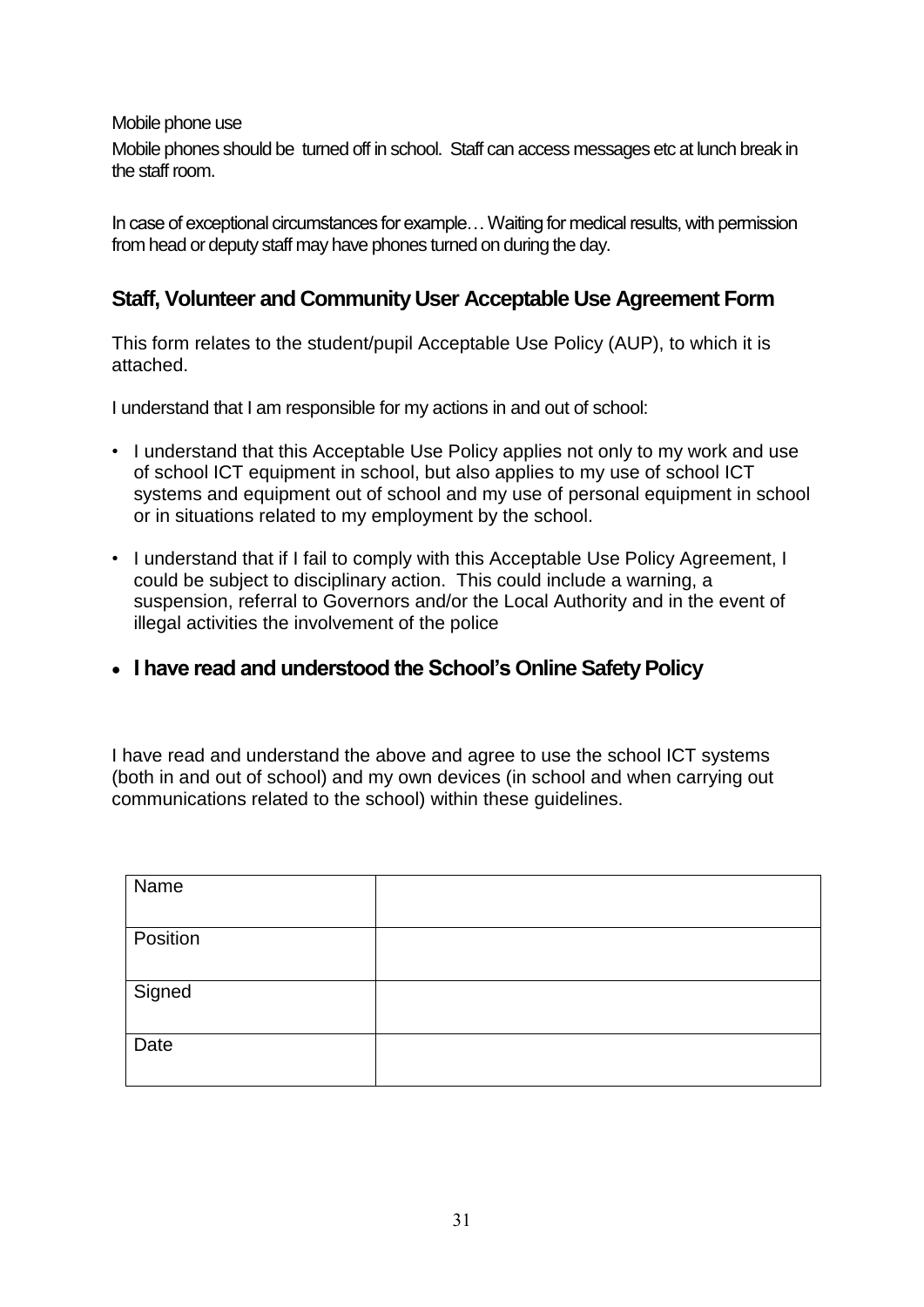Mobile phone use

Mobile phones should be  turned off in school.  Staff can access messages etc at lunch break in the staff room.

In case of exceptional circumstances for example… Waiting for medical results, with permission from head or deputy staff may have phones turned on during the day.

## Staff, Volunteer and Community User Acceptable Use Agreement Form

This form relates to the student/pupil Acceptable Use Policy (AUP), to which it is attached.

I understand that I am responsible for my actions in and out of school:

- I understand that this Acceptable Use Policy applies not only to my work and use of school ICT equipment in school, but also applies to my use of school ICT systems and equipment out of school and my use of personal equipment in school or in situations related to my employment by the school.
- I understand that if I fail to comply with this Acceptable Use Policy Agreement, I could be subject to disciplinary action.  This could include a warning, a suspension, referral to Governors and/or the Local Authority and in the event of illegal activities the involvement of the police
- **I have read and understood the School's Online Safety Policy**

I have read and understand the above and agree to use the school ICT systems (both in and out of school) and my own devices (in school and when carrying out communications related to the school) within these guidelines.

| Name | |
|---|---|
| Position | |
| Signed | |
| Date | |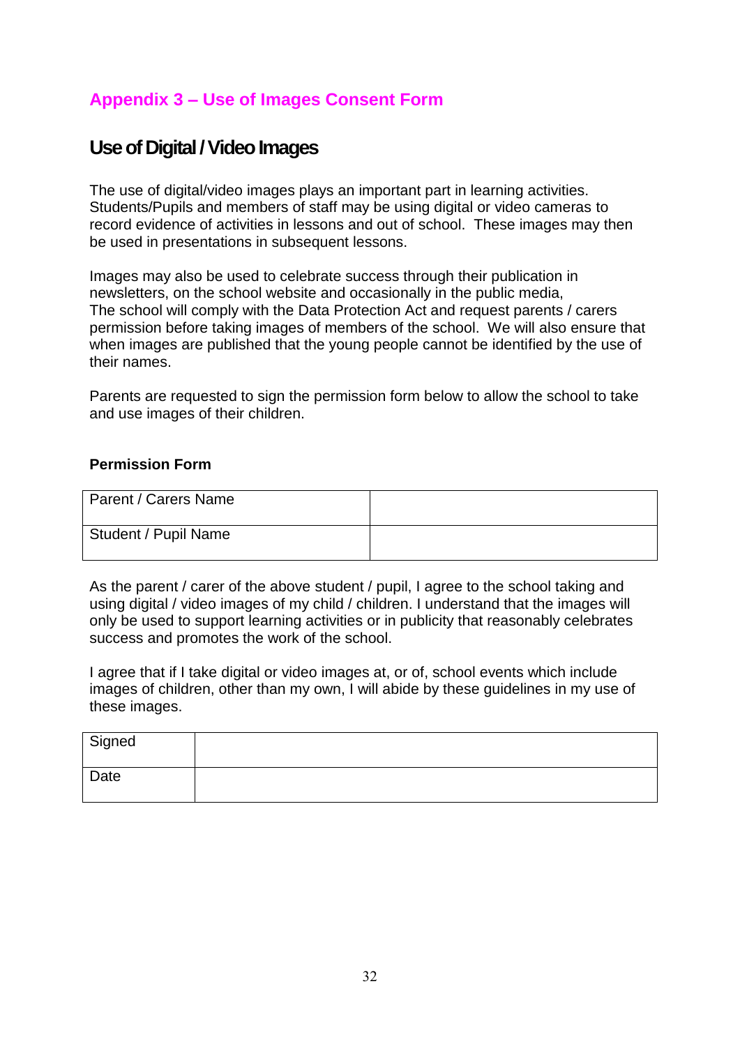## Appendix 3 – Use of Images Consent Form

## Use of Digital / Video Images

The use of digital/video images plays an important part in learning activities. Students/Pupils and members of staff may be using digital or video cameras to record evidence of activities in lessons and out of school. These images may then be used in presentations in subsequent lessons.

Images may also be used to celebrate success through their publication in newsletters, on the school website and occasionally in the public media,
The school will comply with the Data Protection Act and request parents / carers permission before taking images of members of the school. We will also ensure that when images are published that the young people cannot be identified by the use of their names.

Parents are requested to sign the permission form below to allow the school to take and use images of their children.

**Permission Form**

| | |
|---|---|
| Parent / Carers Name | |
| Student / Pupil Name | |

As the parent / carer of the above student / pupil, I agree to the school taking and using digital / video images of my child / children. I understand that the images will only be used to support learning activities or in publicity that reasonably celebrates success and promotes the work of the school.

I agree that if I take digital or video images at, or of, school events which include images of children, other than my own, I will abide by these guidelines in my use of these images.

| | |
|---|---|
| Signed | |
| Date | |